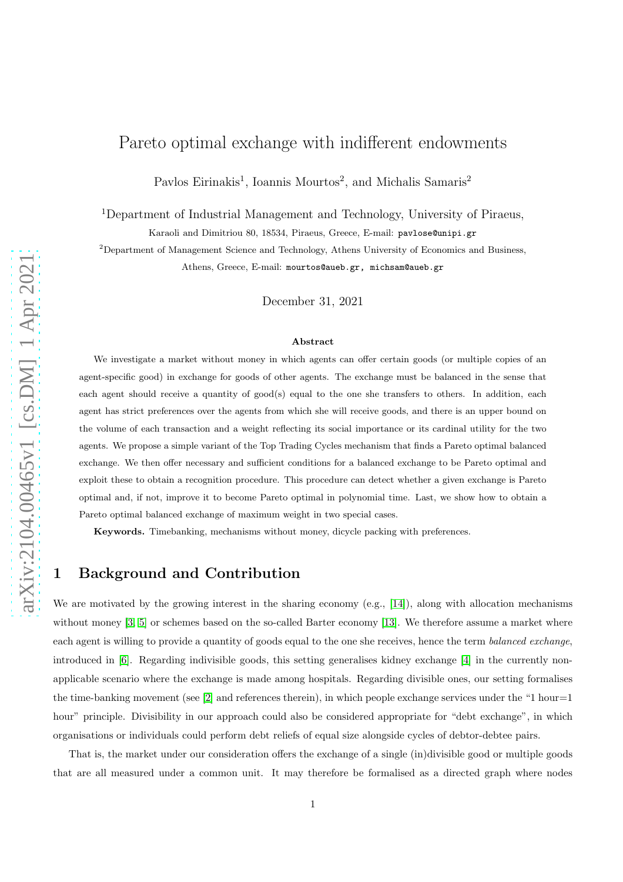# Pareto optimal exchange with indifferent endowments

Pavlos Eirinakis[1], Ioannis Mourtos[2], and Michalis Samaris[2]

[1]Department of Industrial Management and Technology, University of Piraeus, Karaoli and Dimitriou 80, 18534, Piraeus, Greece, E-mail: pavlose@unipi.gr

[2]Department of Management Science and Technology, Athens University of Economics and Business, Athens, Greece, E-mail: mourtos@aueb.gr, michsam@aueb.gr

December 31, 2021

### Abstract

We investigate a market without money in which agents can offer certain goods (or multiple copies of an agent-specific good) in exchange for goods of other agents. The exchange must be balanced in the sense that each agent should receive a quantity of good(s) equal to the one she transfers to others. In addition, each agent has strict preferences over the agents from which she will receive goods, and there is an upper bound on the volume of each transaction and a weight reflecting its social importance or its cardinal utility for the two agents. We propose a simple variant of the Top Trading Cycles mechanism that finds a Pareto optimal balanced exchange. We then offer necessary and sufficient conditions for a balanced exchange to be Pareto optimal and exploit these to obtain a recognition procedure. This procedure can detect whether a given exchange is Pareto optimal and, if not, improve it to become Pareto optimal in polynomial time. Last, we show how to obtain a Pareto optimal balanced exchange of maximum weight in two special cases.

**Keywords.** Timebanking, mechanisms without money, dicycle packing with preferences.

## 1 Background and Contribution

We are motivated by the growing interest in the sharing economy (e.g., [14]), along with allocation mechanisms without money [3, 5] or schemes based on the so-called Barter economy [13]. We therefore assume a market where each agent is willing to provide a quantity of goods equal to the one she receives, hence the term *balanced exchange*, introduced in [6]. Regarding indivisible goods, this setting generalises kidney exchange [4] in the currently non-applicable scenario where the exchange is made among hospitals. Regarding divisible ones, our setting formalises the time-banking movement (see [2] and references therein), in which people exchange services under the "1 hour=1 hour" principle. Divisibility in our approach could also be considered appropriate for "debt exchange", in which organisations or individuals could perform debt reliefs of equal size alongside cycles of debtor-debtee pairs.

That is, the market under our consideration offers the exchange of a single (in)divisible good or multiple goods that are all measured under a common unit. It may therefore be formalised as a directed graph where nodes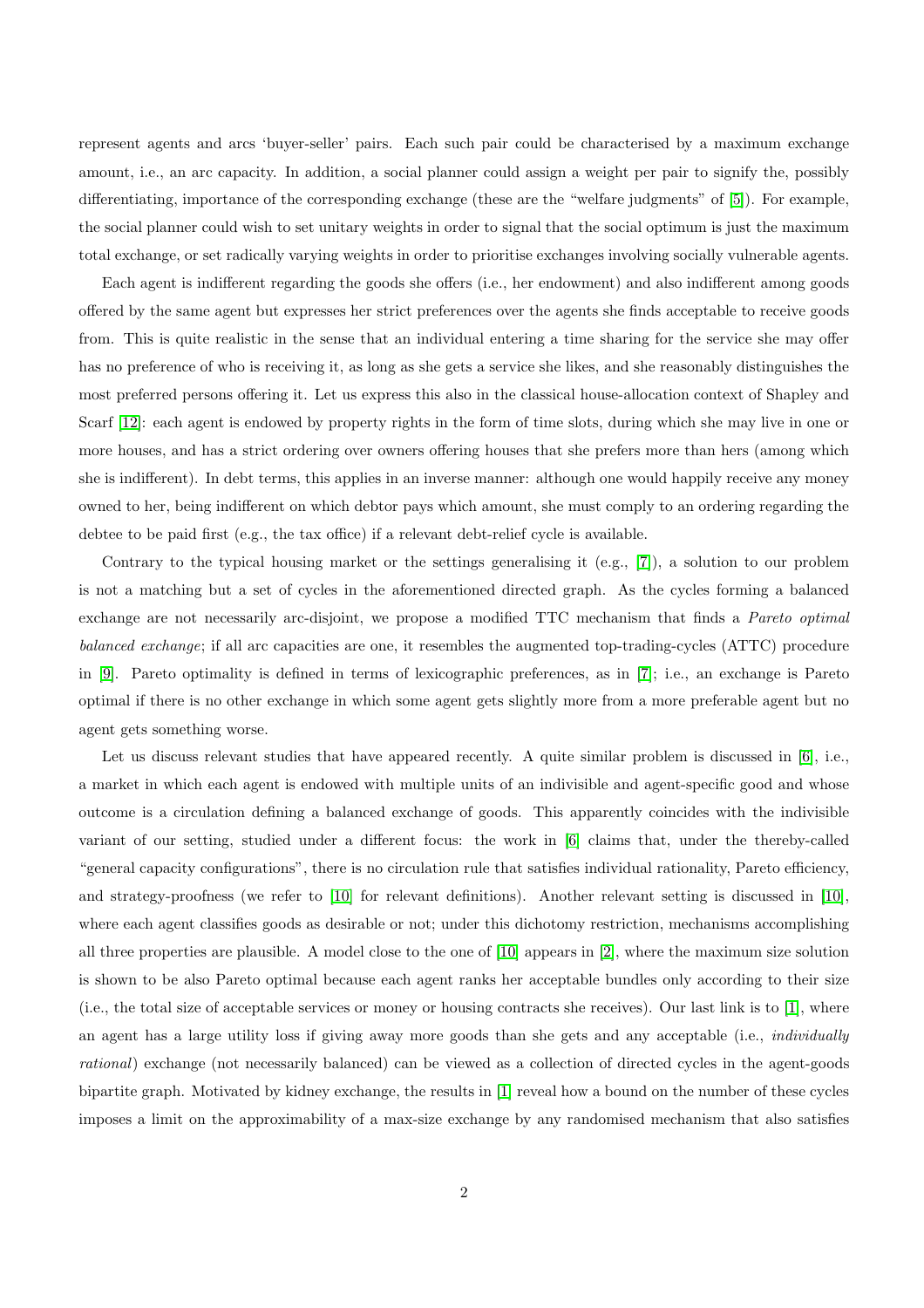represent agents and arcs 'buyer-seller' pairs. Each such pair could be characterised by a maximum exchange amount, i.e., an arc capacity. In addition, a social planner could assign a weight per pair to signify the, possibly differentiating, importance of the corresponding exchange (these are the "welfare judgments" of [5]). For example, the social planner could wish to set unitary weights in order to signal that the social optimum is just the maximum total exchange, or set radically varying weights in order to prioritise exchanges involving socially vulnerable agents.

Each agent is indifferent regarding the goods she offers (i.e., her endowment) and also indifferent among goods offered by the same agent but expresses her strict preferences over the agents she finds acceptable to receive goods from. This is quite realistic in the sense that an individual entering a time sharing for the service she may offer has no preference of who is receiving it, as long as she gets a service she likes, and she reasonably distinguishes the most preferred persons offering it. Let us express this also in the classical house-allocation context of Shapley and Scarf [12]: each agent is endowed by property rights in the form of time slots, during which she may live in one or more houses, and has a strict ordering over owners offering houses that she prefers more than hers (among which she is indifferent). In debt terms, this applies in an inverse manner: although one would happily receive any money owned to her, being indifferent on which debtor pays which amount, she must comply to an ordering regarding the debtee to be paid first (e.g., the tax office) if a relevant debt-relief cycle is available.

Contrary to the typical housing market or the settings generalising it (e.g., [7]), a solution to our problem is not a matching but a set of cycles in the aforementioned directed graph. As the cycles forming a balanced exchange are not necessarily arc-disjoint, we propose a modified TTC mechanism that finds a *Pareto optimal balanced exchange*; if all arc capacities are one, it resembles the augmented top-trading-cycles (ATTC) procedure in [9]. Pareto optimality is defined in terms of lexicographic preferences, as in [7]; i.e., an exchange is Pareto optimal if there is no other exchange in which some agent gets slightly more from a more preferable agent but no agent gets something worse.

Let us discuss relevant studies that have appeared recently. A quite similar problem is discussed in [6], i.e., a market in which each agent is endowed with multiple units of an indivisible and agent-specific good and whose outcome is a circulation defining a balanced exchange of goods. This apparently coincides with the indivisible variant of our setting, studied under a different focus: the work in [6] claims that, under the thereby-called "general capacity configurations", there is no circulation rule that satisfies individual rationality, Pareto efficiency, and strategy-proofness (we refer to [10] for relevant definitions). Another relevant setting is discussed in [10], where each agent classifies goods as desirable or not; under this dichotomy restriction, mechanisms accomplishing all three properties are plausible. A model close to the one of [10] appears in [2], where the maximum size solution is shown to be also Pareto optimal because each agent ranks her acceptable bundles only according to their size (i.e., the total size of acceptable services or money or housing contracts she receives). Our last link is to [1], where an agent has a large utility loss if giving away more goods than she gets and any acceptable (i.e., *individually rational*) exchange (not necessarily balanced) can be viewed as a collection of directed cycles in the agent-goods bipartite graph. Motivated by kidney exchange, the results in [1] reveal how a bound on the number of these cycles imposes a limit on the approximability of a max-size exchange by any randomised mechanism that also satisfies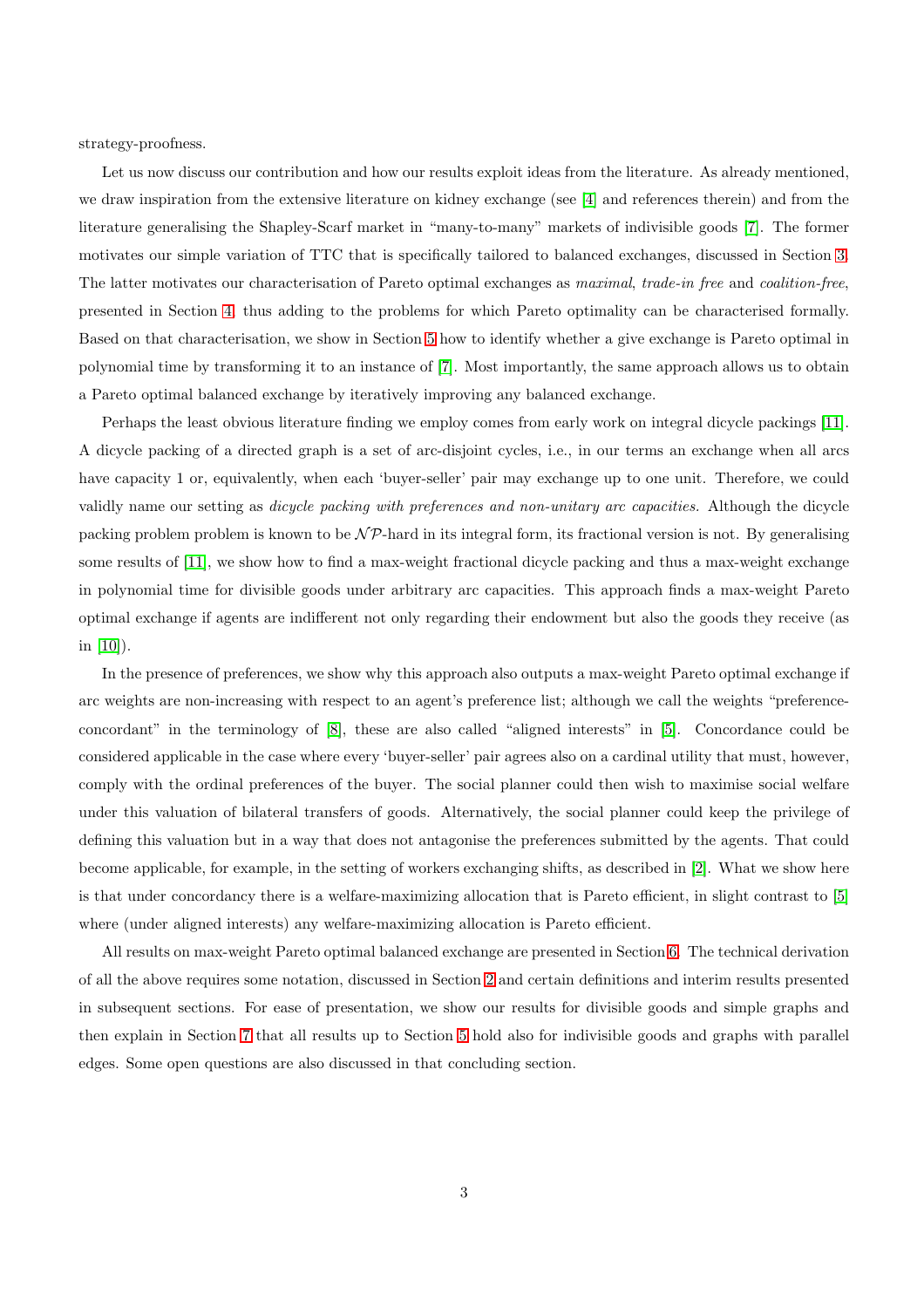strategy-proofness.

Let us now discuss our contribution and how our results exploit ideas from the literature. As already mentioned, we draw inspiration from the extensive literature on kidney exchange (see [4] and references therein) and from the literature generalising the Shapley-Scarf market in "many-to-many" markets of indivisible goods [7]. The former motivates our simple variation of TTC that is specifically tailored to balanced exchanges, discussed in Section 3. The latter motivates our characterisation of Pareto optimal exchanges as *maximal*, *trade-in free* and *coalition-free*, presented in Section 4, thus adding to the problems for which Pareto optimality can be characterised formally. Based on that characterisation, we show in Section 5 how to identify whether a give exchange is Pareto optimal in polynomial time by transforming it to an instance of [7]. Most importantly, the same approach allows us to obtain a Pareto optimal balanced exchange by iteratively improving any balanced exchange.

Perhaps the least obvious literature finding we employ comes from early work on integral dicycle packings [11]. A dicycle packing of a directed graph is a set of arc-disjoint cycles, i.e., in our terms an exchange when all arcs have capacity 1 or, equivalently, when each 'buyer-seller' pair may exchange up to one unit. Therefore, we could validly name our setting as *dicycle packing with preferences and non-unitary arc capacities.* Although the dicycle packing problem problem is known to be $\mathcal{NP}$-hard in its integral form, its fractional version is not. By generalising some results of [11], we show how to find a max-weight fractional dicycle packing and thus a max-weight exchange in polynomial time for divisible goods under arbitrary arc capacities. This approach finds a max-weight Pareto optimal exchange if agents are indifferent not only regarding their endowment but also the goods they receive (as in [10]).

In the presence of preferences, we show why this approach also outputs a max-weight Pareto optimal exchange if arc weights are non-increasing with respect to an agent's preference list; although we call the weights "preference-concordant" in the terminology of [8], these are also called "aligned interests" in [5]. Concordance could be considered applicable in the case where every 'buyer-seller' pair agrees also on a cardinal utility that must, however, comply with the ordinal preferences of the buyer. The social planner could then wish to maximise social welfare under this valuation of bilateral transfers of goods. Alternatively, the social planner could keep the privilege of defining this valuation but in a way that does not antagonise the preferences submitted by the agents. That could become applicable, for example, in the setting of workers exchanging shifts, as described in [2]. What we show here is that under concordancy there is a welfare-maximizing allocation that is Pareto efficient, in slight contrast to [5] where (under aligned interests) any welfare-maximizing allocation is Pareto efficient.

All results on max-weight Pareto optimal balanced exchange are presented in Section 6. The technical derivation of all the above requires some notation, discussed in Section 2 and certain definitions and interim results presented in subsequent sections. For ease of presentation, we show our results for divisible goods and simple graphs and then explain in Section 7 that all results up to Section 5 hold also for indivisible goods and graphs with parallel edges. Some open questions are also discussed in that concluding section.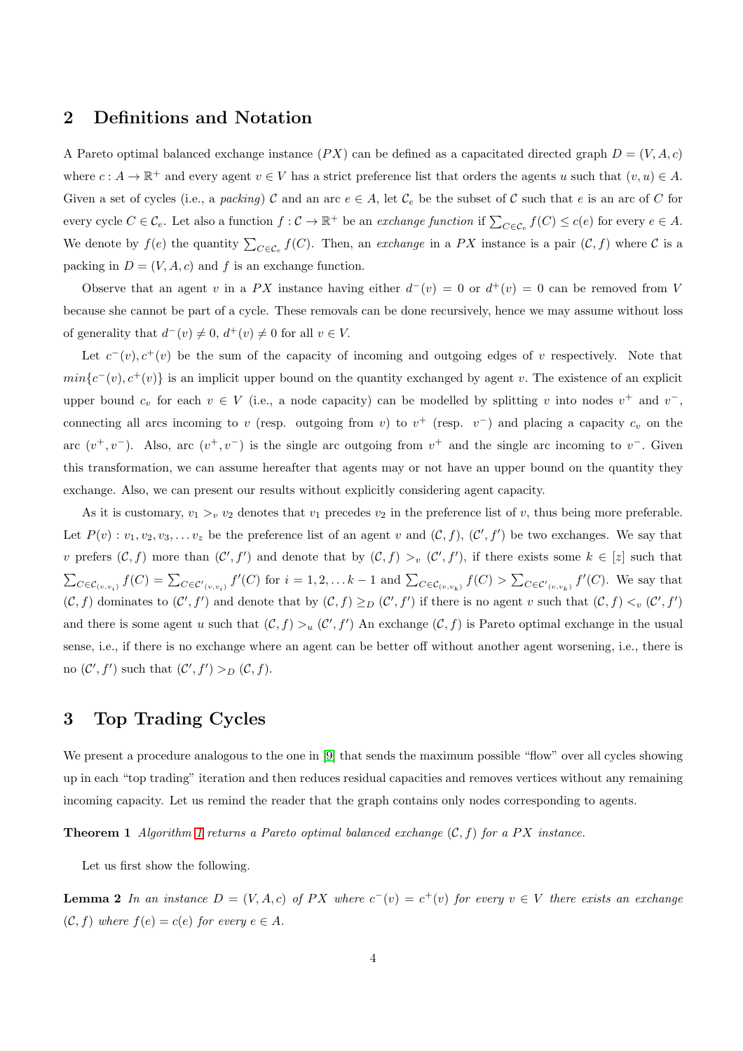## 2 Definitions and Notation

A Pareto optimal balanced exchange instance ($PX$) can be defined as a capacitated directed graph $D = (V, A, c)$ where $c : A \to \mathbb{R}^+$ and every agent $v \in V$ has a strict preference list that orders the agents $u$ such that $(v, u) \in A$. Given a set of cycles (i.e., a *packing*) $\mathcal{C}$ and an arc $e \in A$, let $\mathcal{C}_e$ be the subset of $\mathcal{C}$ such that $e$ is an arc of $C$ for every cycle $C \in \mathcal{C}_e$. Let also a function $f : \mathcal{C} \to \mathbb{R}^+$ be an *exchange function* if $\sum_{C \in \mathcal{C}_e} f(C) \leq c(e)$ for every $e \in A$. We denote by $f(e)$ the quantity $\sum_{C \in \mathcal{C}_e} f(C)$. Then, an *exchange* in a $PX$ instance is a pair $(\mathcal{C}, f)$ where $\mathcal{C}$ is a packing in $D = (V, A, c)$ and $f$ is an exchange function.

Observe that an agent $v$ in a $PX$ instance having either $d^-(v) = 0$ or $d^+(v) = 0$ can be removed from $V$ because she cannot be part of a cycle. These removals can be done recursively, hence we may assume without loss of generality that $d^-(v) \neq 0$, $d^+(v) \neq 0$ for all $v \in V$.

Let $c^-(v), c^+(v)$ be the sum of the capacity of incoming and outgoing edges of $v$ respectively. Note that $min\{c^-(v), c^+(v)\}$ is an implicit upper bound on the quantity exchanged by agent $v$. The existence of an explicit upper bound $c_v$ for each $v \in V$ (i.e., a node capacity) can be modelled by splitting $v$ into nodes $v^+$ and $v^-$, connecting all arcs incoming to $v$ (resp. outgoing from $v$) to $v^+$ (resp. $v^-$) and placing a capacity $c_v$ on the arc $(v^+, v^-)$. Also, arc $(v^+, v^-)$ is the single arc outgoing from $v^+$ and the single arc incoming to $v^-$. Given this transformation, we can assume hereafter that agents may or not have an upper bound on the quantity they exchange. Also, we can present our results without explicitly considering agent capacity.

As it is customary, $v_1 >_v v_2$ denotes that $v_1$ precedes $v_2$ in the preference list of $v$, thus being more preferable. Let $P(v) : v_1, v_2, v_3, \ldots v_z$ be the preference list of an agent $v$ and $(\mathcal{C}, f)$, $(\mathcal{C}', f')$ be two exchanges. We say that $v$ prefers $(\mathcal{C}, f)$ more than $(\mathcal{C}', f')$, and denote that by $(\mathcal{C}, f) >_v (\mathcal{C}', f')$, if there exists some $k \in [z]$ such that $\sum_{C \in \mathcal{C}_{(v,v_i)}} f(C) = \sum_{C \in \mathcal{C}'_{(v,v_i)}} f'(C)$ for $i = 1, 2, \ldots k-1$ and $\sum_{C \in \mathcal{C}_{(v,v_k)}} f(C) > \sum_{C \in \mathcal{C}'_{(v,v_k)}} f'(C)$. We say that $(\mathcal{C}, f)$ dominates to $(\mathcal{C}', f')$ and denote that by $(\mathcal{C}, f) \geq_D (\mathcal{C}', f')$ if there is no agent $v$ such that $(\mathcal{C}, f) <_v (\mathcal{C}', f')$ and there is some agent $u$ such that $(\mathcal{C}, f) >_u (\mathcal{C}', f')$ An exchange $(\mathcal{C}, f)$ is Pareto optimal exchange in the usual sense, i.e., if there is no exchange where an agent can be better off without another agent worsening, i.e., there is no $(\mathcal{C}', f')$ such that $(\mathcal{C}', f') >_D (\mathcal{C}, f)$.

## 3 Top Trading Cycles

We present a procedure analogous to the one in [9] that sends the maximum possible "flow" over all cycles showing up in each "top trading" iteration and then reduces residual capacities and removes vertices without any remaining incoming capacity. Let us remind the reader that the graph contains only nodes corresponding to agents.

**Theorem 1** *Algorithm 1 returns a Pareto optimal balanced exchange $(\mathcal{C}, f)$ for a $PX$ instance.*

Let us first show the following.

**Lemma 2** *In an instance $D = (V, A, c)$ of $PX$ where $c^-(v) = c^+(v)$ for every $v \in V$ there exists an exchange $(\mathcal{C}, f)$ where $f(e) = c(e)$ for every $e \in A$.*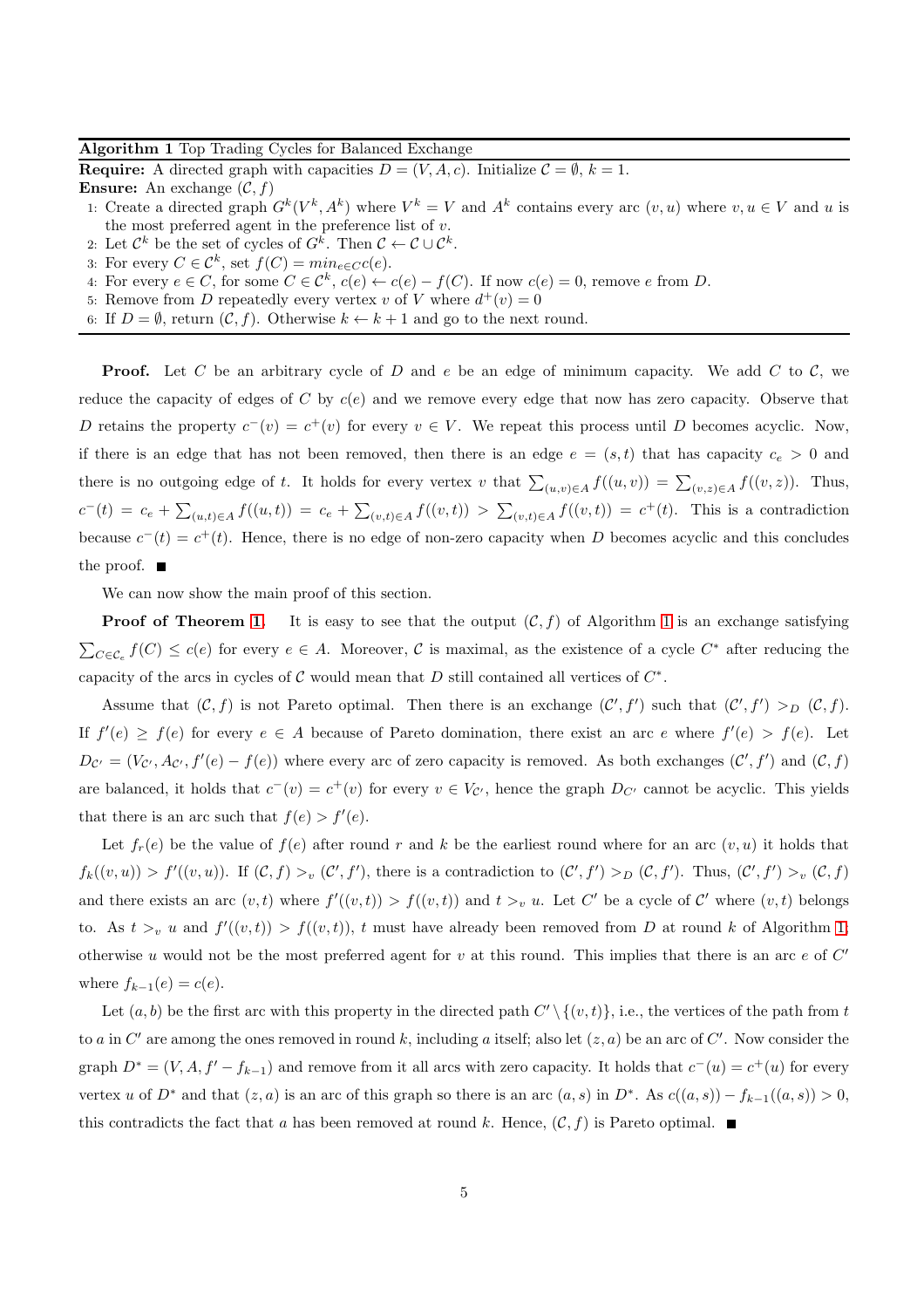**Algorithm 1** Top Trading Cycles for Balanced Exchange

**Require:** A directed graph with capacities $D = (V, A, c)$. Initialize $\mathcal{C} = \emptyset$, $k = 1$.
**Ensure:** An exchange $(\mathcal{C}, f)$

1: Create a directed graph $G^k(V^k, A^k)$ where $V^k = V$ and $A^k$ contains every arc $(v, u)$ where $v, u \in V$ and $u$ is the most preferred agent in the preference list of $v$.
2: Let $\mathcal{C}^k$ be the set of cycles of $G^k$. Then $\mathcal{C} \leftarrow \mathcal{C} \cup \mathcal{C}^k$.
3: For every $C \in \mathcal{C}^k$, set $f(C) = min_{e \in C} c(e)$.
4: For every $e \in C$, for some $C \in \mathcal{C}^k$, $c(e) \leftarrow c(e) - f(C)$. If now $c(e) = 0$, remove $e$ from $D$.
5: Remove from $D$ repeatedly every vertex $v$ of $V$ where $d^+(v) = 0$
6: If $D = \emptyset$, return $(\mathcal{C}, f)$. Otherwise $k \leftarrow k + 1$ and go to the next round.

**Proof.** Let $C$ be an arbitrary cycle of $D$ and $e$ be an edge of minimum capacity. We add $C$ to $\mathcal{C}$, we reduce the capacity of edges of $C$ by $c(e)$ and we remove every edge that now has zero capacity. Observe that $D$ retains the property $c^-(v) = c^+(v)$ for every $v \in V$. We repeat this process until $D$ becomes acyclic. Now, if there is an edge that has not been removed, then there is an edge $e = (s, t)$ that has capacity $c_e > 0$ and there is no outgoing edge of $t$. It holds for every vertex $v$ that $\sum_{(u,v) \in A} f((u, v)) = \sum_{(v,z) \in A} f((v, z))$. Thus, $c^-(t) = c_e + \sum_{(u,t) \in A} f((u, t)) = c_e + \sum_{(v,t) \in A} f((v, t)) > \sum_{(v,t) \in A} f((v, t)) = c^+(t)$. This is a contradiction because $c^-(t) = c^+(t)$. Hence, there is no edge of non-zero capacity when $D$ becomes acyclic and this concludes the proof. ∎

We can now show the main proof of this section.

**Proof of Theorem 1.** It is easy to see that the output $(\mathcal{C}, f)$ of Algorithm 1 is an exchange satisfying $\sum_{C \in \mathcal{C}_e} f(C) \leq c(e)$ for every $e \in A$. Moreover, $\mathcal{C}$ is maximal, as the existence of a cycle $C^*$ after reducing the capacity of the arcs in cycles of $\mathcal{C}$ would mean that $D$ still contained all vertices of $C^*$.

Assume that $(\mathcal{C}, f)$ is not Pareto optimal. Then there is an exchange $(\mathcal{C}', f')$ such that $(\mathcal{C}', f') >_D (\mathcal{C}, f)$. If $f'(e) \geq f(e)$ for every $e \in A$ because of Pareto domination, there exist an arc $e$ where $f'(e) > f(e)$. Let $D_{\mathcal{C}'} = (V_{\mathcal{C}'}, A_{\mathcal{C}'}, f'(e) - f(e))$ where every arc of zero capacity is removed. As both exchanges $(\mathcal{C}', f')$ and $(\mathcal{C}, f)$ are balanced, it holds that $c^-(v) = c^+(v)$ for every $v \in V_{\mathcal{C}'}$, hence the graph $D_{C'}$ cannot be acyclic. This yields that there is an arc such that $f(e) > f'(e)$.

Let $f_r(e)$ be the value of $f(e)$ after round $r$ and $k$ be the earliest round where for an arc $(v, u)$ it holds that $f_k((v, u)) > f'((v, u))$. If $(\mathcal{C}, f) >_v (\mathcal{C}', f')$, there is a contradiction to $(\mathcal{C}', f') >_D (\mathcal{C}, f')$. Thus, $(\mathcal{C}', f') >_v (\mathcal{C}, f)$ and there exists an arc $(v, t)$ where $f'((v, t)) > f((v, t))$ and $t >_v u$. Let $C'$ be a cycle of $\mathcal{C}'$ where $(v, t)$ belongs to. As $t >_v u$ and $f'((v, t)) > f((v, t))$, $t$ must have already been removed from $D$ at round $k$ of Algorithm 1; otherwise $u$ would not be the most preferred agent for $v$ at this round. This implies that there is an arc $e$ of $C'$ where $f_{k-1}(e) = c(e)$.

Let $(a, b)$ be the first arc with this property in the directed path $C' \setminus \{(v, t)\}$, i.e., the vertices of the path from $t$ to $a$ in $C'$ are among the ones removed in round $k$, including $a$ itself; also let $(z, a)$ be an arc of $C'$. Now consider the graph $D^* = (V, A, f' - f_{k-1})$ and remove from it all arcs with zero capacity. It holds that $c^-(u) = c^+(u)$ for every vertex $u$ of $D^*$ and that $(z, a)$ is an arc of this graph so there is an arc $(a, s)$ in $D^*$. As $c((a, s)) - f_{k-1}((a, s)) > 0$, this contradicts the fact that $a$ has been removed at round $k$. Hence, $(\mathcal{C}, f)$ is Pareto optimal. ∎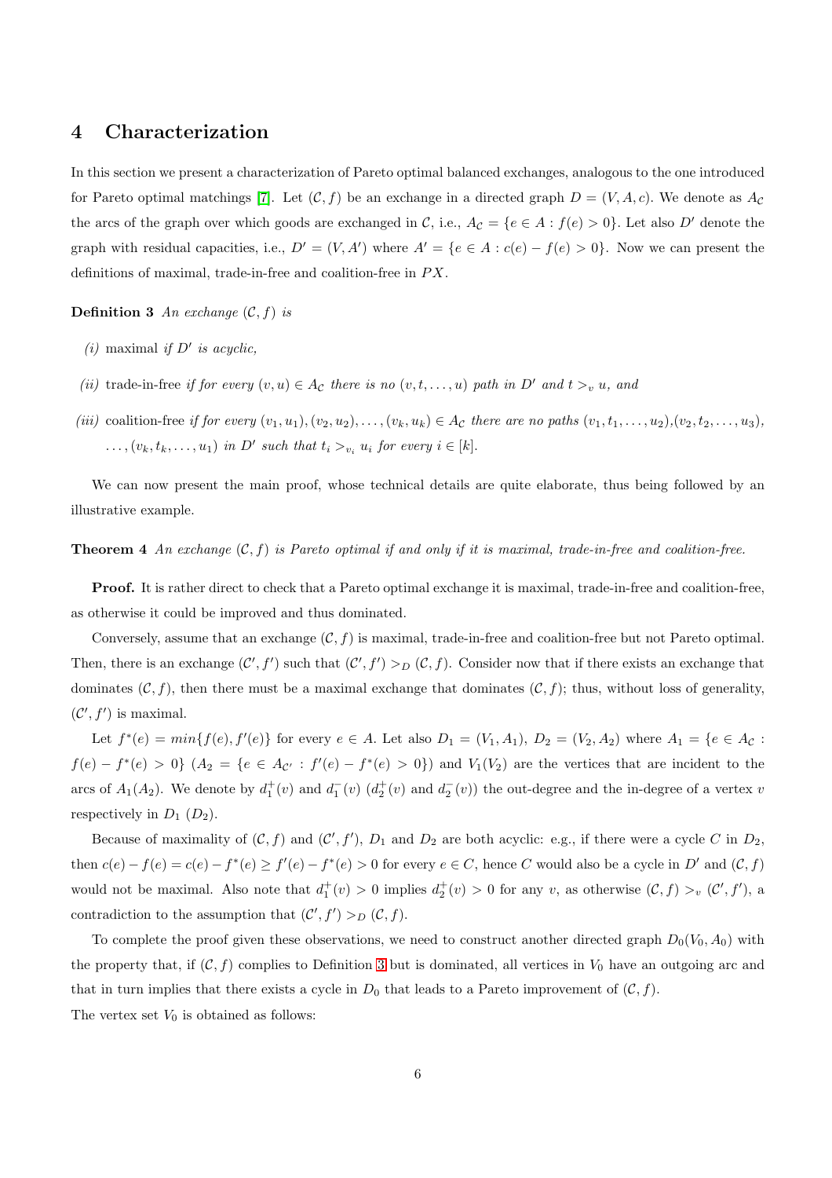## 4 Characterization

In this section we present a characterization of Pareto optimal balanced exchanges, analogous to the one introduced for Pareto optimal matchings [7]. Let $(\mathcal{C}, f)$ be an exchange in a directed graph $D = (V, A, c)$. We denote as $A_{\mathcal{C}}$ the arcs of the graph over which goods are exchanged in $\mathcal{C}$, i.e., $A_{\mathcal{C}} = \{e \in A : f(e) > 0\}$. Let also $D'$ denote the graph with residual capacities, i.e., $D' = (V, A')$ where $A' = \{e \in A : c(e) - f(e) > 0\}$. Now we can present the definitions of maximal, trade-in-free and coalition-free in $PX$.

**Definition 3** *An exchange $(\mathcal{C}, f)$ is*

*(i)* maximal *if $D'$ is acyclic,*

*(ii)* trade-in-free *if for every $(v, u) \in A_{\mathcal{C}}$ there is no $(v, t, \ldots, u)$ path in $D'$ and $t >_v u$, and*

*(iii)* coalition-free *if for every $(v_1, u_1), (v_2, u_2), \ldots, (v_k, u_k) \in A_{\mathcal{C}}$ there are no paths $(v_1, t_1, \ldots, u_2)$,$(v_2, t_2, \ldots, u_3)$, $\ldots, (v_k, t_k, \ldots, u_1)$ in $D'$ such that $t_i >_{v_i} u_i$ for every $i \in [k]$.*

We can now present the main proof, whose technical details are quite elaborate, thus being followed by an illustrative example.

**Theorem 4** *An exchange $(\mathcal{C}, f)$ is Pareto optimal if and only if it is maximal, trade-in-free and coalition-free.*

**Proof.** It is rather direct to check that a Pareto optimal exchange it is maximal, trade-in-free and coalition-free, as otherwise it could be improved and thus dominated.

Conversely, assume that an exchange $(\mathcal{C}, f)$ is maximal, trade-in-free and coalition-free but not Pareto optimal. Then, there is an exchange $(\mathcal{C}', f')$ such that $(\mathcal{C}', f') >_D (\mathcal{C}, f)$. Consider now that if there exists an exchange that dominates $(\mathcal{C}, f)$, then there must be a maximal exchange that dominates $(\mathcal{C}, f)$; thus, without loss of generality, $(\mathcal{C}', f')$ is maximal.

Let $f^*(e) = min\{f(e), f'(e)\}$ for every $e \in A$. Let also $D_1 = (V_1, A_1)$, $D_2 = (V_2, A_2)$ where $A_1 = \{e \in A_{\mathcal{C}} : f(e) - f^*(e) > 0\}$ ($A_2 = \{e \in A_{\mathcal{C}'} : f'(e) - f^*(e) > 0\}$) and $V_1(V_2)$ are the vertices that are incident to the arcs of $A_1(A_2)$. We denote by $d_1^+(v)$ and $d_1^-(v)$ ($d_2^+(v)$ and $d_2^-(v)$) the out-degree and the in-degree of a vertex $v$ respectively in $D_1$ ($D_2$).

Because of maximality of $(\mathcal{C}, f)$ and $(\mathcal{C}', f')$, $D_1$ and $D_2$ are both acyclic: e.g., if there were a cycle $C$ in $D_2$, then $c(e) - f(e) = c(e) - f^*(e) \geq f'(e) - f^*(e) > 0$ for every $e \in C$, hence $C$ would also be a cycle in $D'$ and $(\mathcal{C}, f)$ would not be maximal. Also note that $d_1^+(v) > 0$ implies $d_2^+(v) > 0$ for any $v$, as otherwise $(\mathcal{C}, f) >_v (\mathcal{C}', f')$, a contradiction to the assumption that $(\mathcal{C}', f') >_D (\mathcal{C}, f)$.

To complete the proof given these observations, we need to construct another directed graph $D_0(V_0, A_0)$ with the property that, if $(\mathcal{C}, f)$ complies to Definition 3 but is dominated, all vertices in $V_0$ have an outgoing arc and that in turn implies that there exists a cycle in $D_0$ that leads to a Pareto improvement of $(\mathcal{C}, f)$.
The vertex set $V_0$ is obtained as follows: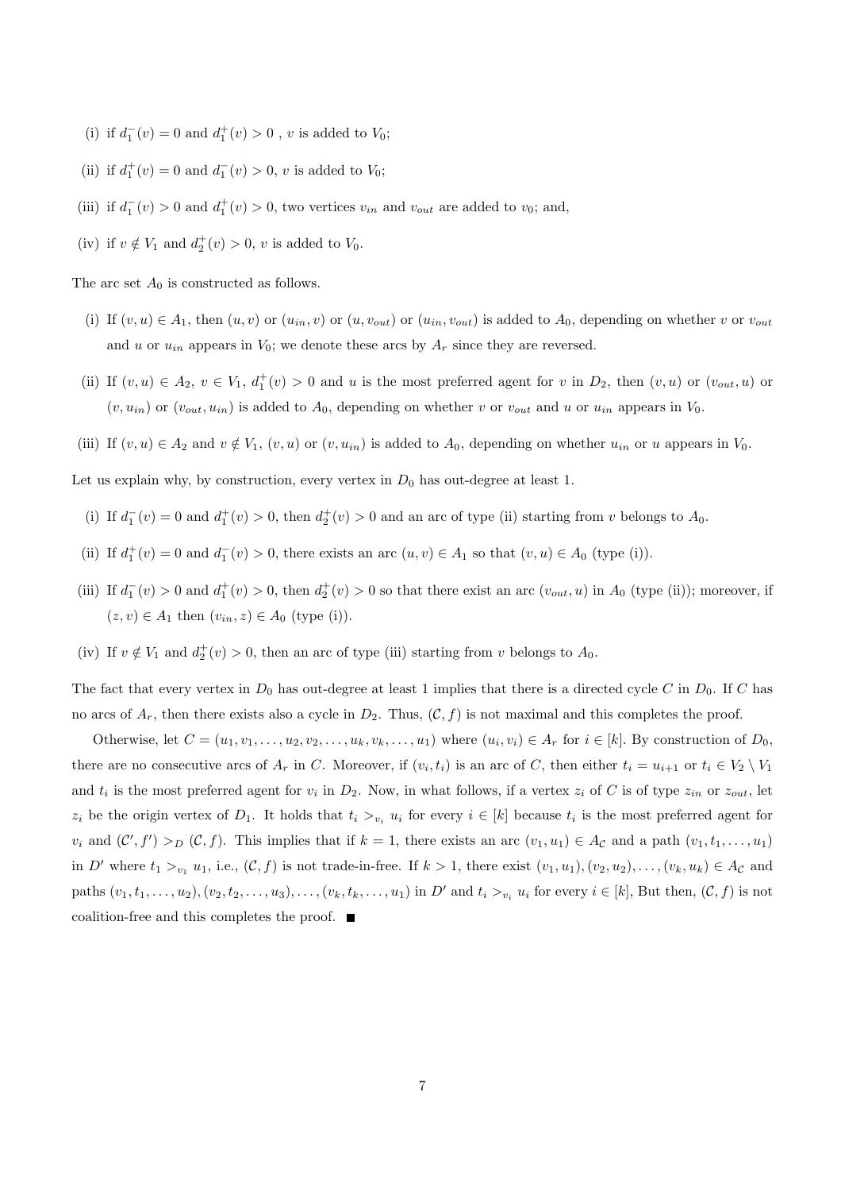(i) if $d_1^-(v) = 0$ and $d_1^+(v) > 0$ , $v$ is added to $V_0$;

(ii) if $d_1^+(v) = 0$ and $d_1^-(v) > 0$, $v$ is added to $V_0$;

(iii) if $d_1^-(v) > 0$ and $d_1^+(v) > 0$, two vertices $v_{in}$ and $v_{out}$ are added to $v_0$; and,

(iv) if $v \notin V_1$ and $d_2^+(v) > 0$, $v$ is added to $V_0$.

The arc set $A_0$ is constructed as follows.

(i) If $(v, u) \in A_1$, then $(u, v)$ or $(u_{in}, v)$ or $(u, v_{out})$ or $(u_{in}, v_{out})$ is added to $A_0$, depending on whether $v$ or $v_{out}$ and $u$ or $u_{in}$ appears in $V_0$; we denote these arcs by $A_r$ since they are reversed.

(ii) If $(v, u) \in A_2$, $v \in V_1$, $d_1^+(v) > 0$ and $u$ is the most preferred agent for $v$ in $D_2$, then $(v, u)$ or $(v_{out}, u)$ or $(v, u_{in})$ or $(v_{out}, u_{in})$ is added to $A_0$, depending on whether $v$ or $v_{out}$ and $u$ or $u_{in}$ appears in $V_0$.

(iii) If $(v, u) \in A_2$ and $v \notin V_1$, $(v, u)$ or $(v, u_{in})$ is added to $A_0$, depending on whether $u_{in}$ or $u$ appears in $V_0$.

Let us explain why, by construction, every vertex in $D_0$ has out-degree at least 1.

(i) If $d_1^-(v) = 0$ and $d_1^+(v) > 0$, then $d_2^+(v) > 0$ and an arc of type (ii) starting from $v$ belongs to $A_0$.

(ii) If $d_1^+(v) = 0$ and $d_1^-(v) > 0$, there exists an arc $(u, v) \in A_1$ so that $(v, u) \in A_0$ (type (i)).

(iii) If $d_1^-(v) > 0$ and $d_1^+(v) > 0$, then $d_2^+(v) > 0$ so that there exist an arc $(v_{out}, u)$ in $A_0$ (type (ii)); moreover, if $(z, v) \in A_1$ then $(v_{in}, z) \in A_0$ (type (i)).

(iv) If $v \notin V_1$ and $d_2^+(v) > 0$, then an arc of type (iii) starting from $v$ belongs to $A_0$.

The fact that every vertex in $D_0$ has out-degree at least 1 implies that there is a directed cycle $C$ in $D_0$. If $C$ has no arcs of $A_r$, then there exists also a cycle in $D_2$. Thus, $(\mathcal{C}, f)$ is not maximal and this completes the proof.

Otherwise, let $C = (u_1, v_1, \ldots, u_2, v_2, \ldots, u_k, v_k, \ldots, u_1)$ where $(u_i, v_i) \in A_r$ for $i \in [k]$. By construction of $D_0$, there are no consecutive arcs of $A_r$ in $C$. Moreover, if $(v_i, t_i)$ is an arc of $C$, then either $t_i = u_{i+1}$ or $t_i \in V_2 \setminus V_1$ and $t_i$ is the most preferred agent for $v_i$ in $D_2$. Now, in what follows, if a vertex $z_i$ of $C$ is of type $z_{in}$ or $z_{out}$, let $z_i$ be the origin vertex of $D_1$. It holds that $t_i >_{v_i} u_i$ for every $i \in [k]$ because $t_i$ is the most preferred agent for $v_i$ and $(\mathcal{C}', f') >_D (\mathcal{C}, f)$. This implies that if $k = 1$, there exists an arc $(v_1, u_1) \in A_{\mathcal{C}}$ and a path $(v_1, t_1, \ldots, u_1)$ in $D'$ where $t_1 >_{v_1} u_1$, i.e., $(\mathcal{C}, f)$ is not trade-in-free. If $k > 1$, there exist $(v_1, u_1), (v_2, u_2), \ldots, (v_k, u_k) \in A_{\mathcal{C}}$ and paths $(v_1, t_1, \ldots, u_2), (v_2, t_2, \ldots, u_3), \ldots, (v_k, t_k, \ldots, u_1)$ in $D'$ and $t_i >_{v_i} u_i$ for every $i \in [k]$, But then, $(\mathcal{C}, f)$ is not coalition-free and this completes the proof. ■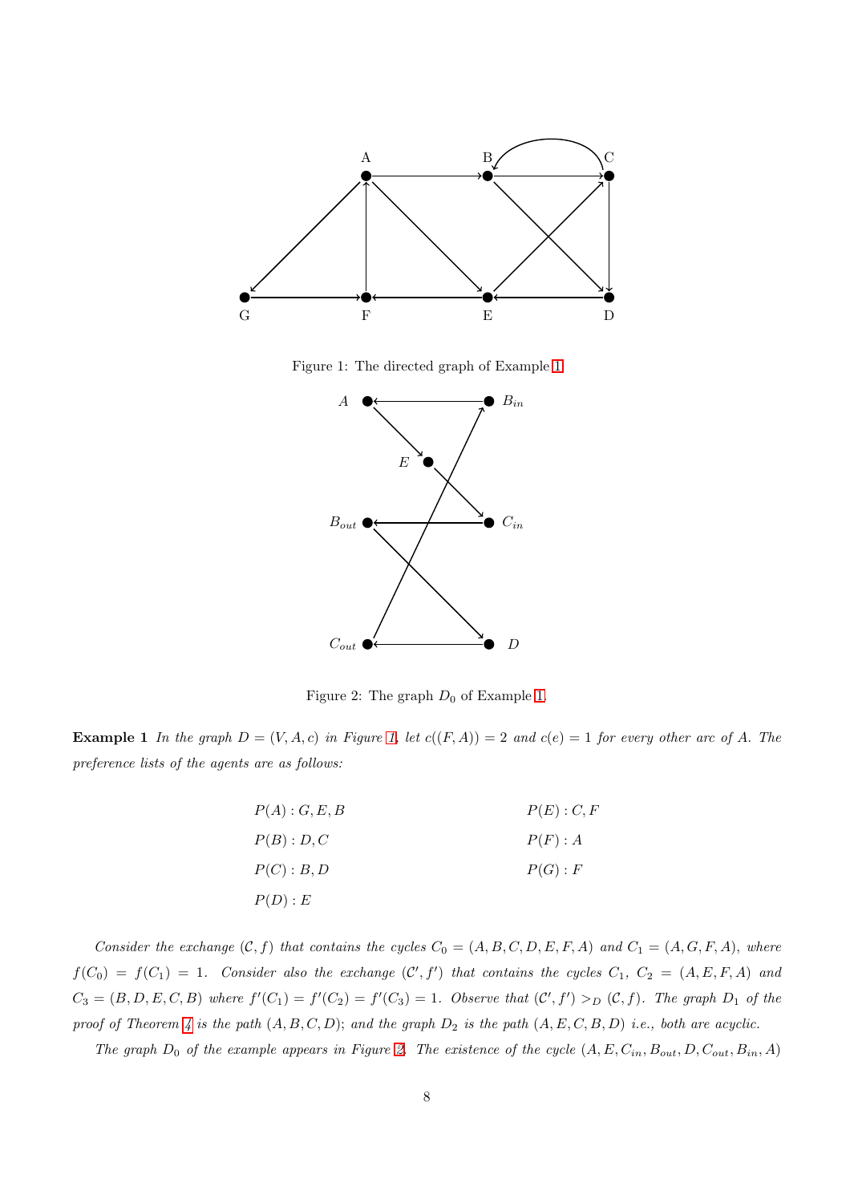Figure 1: The directed graph of Example 1.

Figure 2: The graph $D_0$ of Example 1.

**Example 1** *In the graph $D = (V, A, c)$ in Figure 1, let $c((F, A)) = 2$ and $c(e) = 1$ for every other arc of $A$. The preference lists of the agents are as follows:*

$P(A) : G, E, B$

$P(B) : D, C$

$P(C) : B, D$

$P(D) : E$

$P(E) : C, F$

$P(F) : A$

$P(G) : F$

*Consider the exchange $(\mathcal{C}, f)$ that contains the cycles $C_0 = (A, B, C, D, E, F, A)$ and $C_1 = (A, G, F, A)$, where $f(C_0) = f(C_1) = 1$. Consider also the exchange $(\mathcal{C}', f')$ that contains the cycles $C_1$, $C_2 = (A, E, F, A)$ and $C_3 = (B, D, E, C, B)$ where $f'(C_1) = f'(C_2) = f'(C_3) = 1$. Observe that $(\mathcal{C}', f') >_D (\mathcal{C}, f)$. The graph $D_1$ of the proof of Theorem 4 is the path $(A, B, C, D)$; and the graph $D_2$ is the path $(A, E, C, B, D)$ i.e., both are acyclic.*

*The graph $D_0$ of the example appears in Figure 2. The existence of the cycle $(A, E, C_{in}, B_{out}, D, C_{out}, B_{in}, A)$*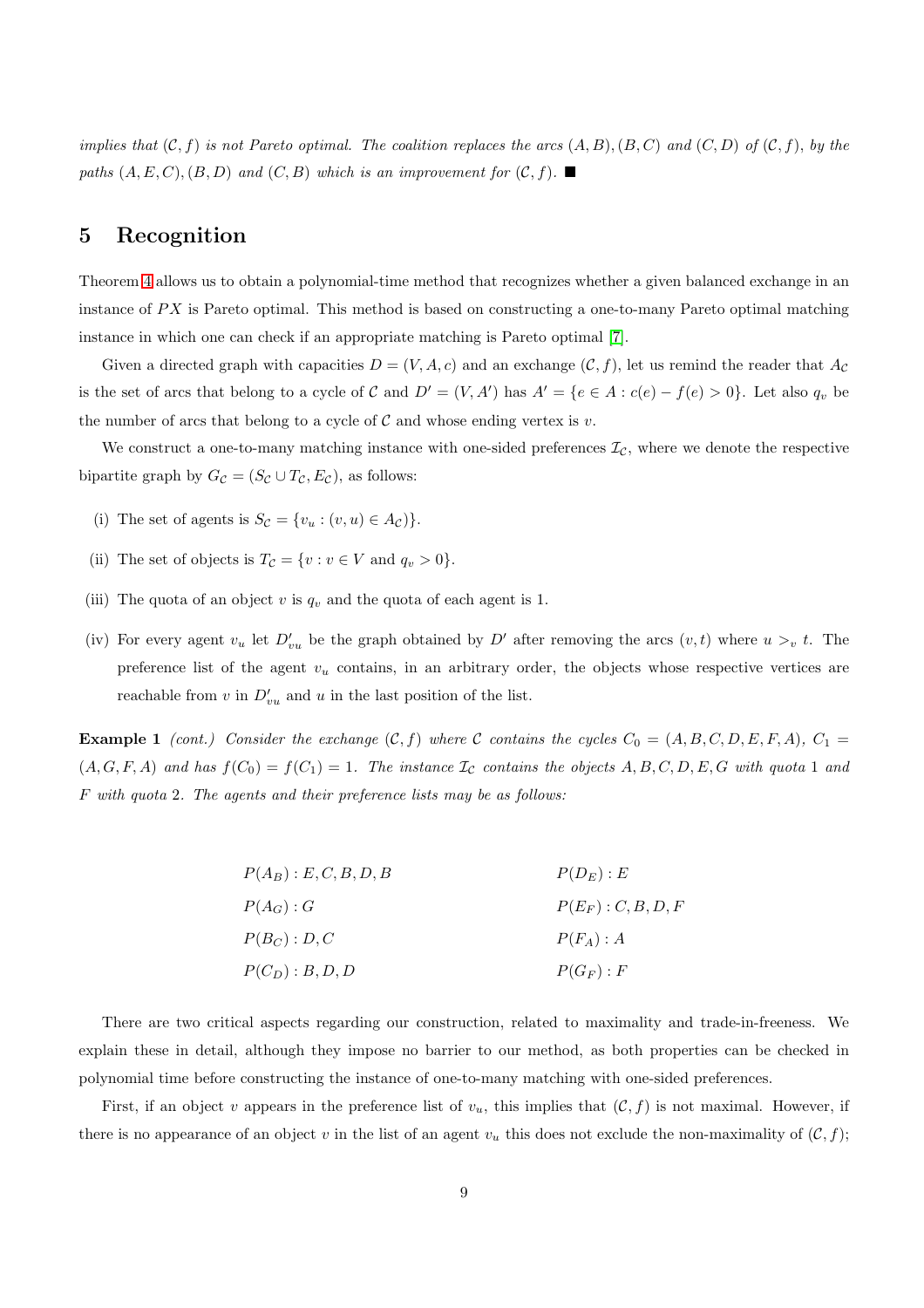*implies that $(\mathcal{C}, f)$ is not Pareto optimal. The coalition replaces the arcs $(A, B), (B, C)$ and $(C, D)$ of $(\mathcal{C}, f)$, by the paths $(A, E, C), (B, D)$ and $(C, B)$ which is an improvement for $(\mathcal{C}, f)$.* ■

## 5 Recognition

Theorem 4 allows us to obtain a polynomial-time method that recognizes whether a given balanced exchange in an instance of $PX$ is Pareto optimal. This method is based on constructing a one-to-many Pareto optimal matching instance in which one can check if an appropriate matching is Pareto optimal [7].

Given a directed graph with capacities $D = (V, A, c)$ and an exchange $(\mathcal{C}, f)$, let us remind the reader that $A_{\mathcal{C}}$ is the set of arcs that belong to a cycle of $\mathcal{C}$ and $D' = (V, A')$ has $A' = \{e \in A : c(e) - f(e) > 0\}$. Let also $q_v$ be the number of arcs that belong to a cycle of $\mathcal{C}$ and whose ending vertex is $v$.

We construct a one-to-many matching instance with one-sided preferences $\mathcal{I}_{\mathcal{C}}$, where we denote the respective bipartite graph by $G_{\mathcal{C}} = (S_{\mathcal{C}} \cup T_{\mathcal{C}}, E_{\mathcal{C}})$, as follows:

(i) The set of agents is $S_{\mathcal{C}} = \{v_u : (v, u) \in A_{\mathcal{C}})\}$.

(ii) The set of objects is $T_{\mathcal{C}} = \{v : v \in V \text{ and } q_v > 0\}$.

(iii) The quota of an object $v$ is $q_v$ and the quota of each agent is 1.

(iv) For every agent $v_u$ let $D'_{vu}$ be the graph obtained by $D'$ after removing the arcs $(v, t)$ where $u >_v t$. The preference list of the agent $v_u$ contains, in an arbitrary order, the objects whose respective vertices are reachable from $v$ in $D'_{vu}$ and $u$ in the last position of the list.

**Example 1** *(cont.) Consider the exchange $(\mathcal{C}, f)$ where $\mathcal{C}$ contains the cycles $C_0 = (A, B, C, D, E, F, A)$, $C_1 = (A, G, F, A)$ and has $f(C_0) = f(C_1) = 1$. The instance $\mathcal{I}_{\mathcal{C}}$ contains the objects $A, B, C, D, E, G$ with quota 1 and $F$ with quota 2. The agents and their preference lists may be as follows:*

$P(A_B) : E, C, B, D, B$

$P(A_G) : G$

$P(B_C) : D, C$

$P(C_D) : B, D, D$

$P(D_E) : E$

$P(E_F) : C, B, D, F$

$P(F_A) : A$

$P(G_F) : F$

There are two critical aspects regarding our construction, related to maximality and trade-in-freeness. We explain these in detail, although they impose no barrier to our method, as both properties can be checked in polynomial time before constructing the instance of one-to-many matching with one-sided preferences.

First, if an object $v$ appears in the preference list of $v_u$, this implies that $(\mathcal{C}, f)$ is not maximal. However, if there is no appearance of an object $v$ in the list of an agent $v_u$ this does not exclude the non-maximality of $(\mathcal{C}, f)$;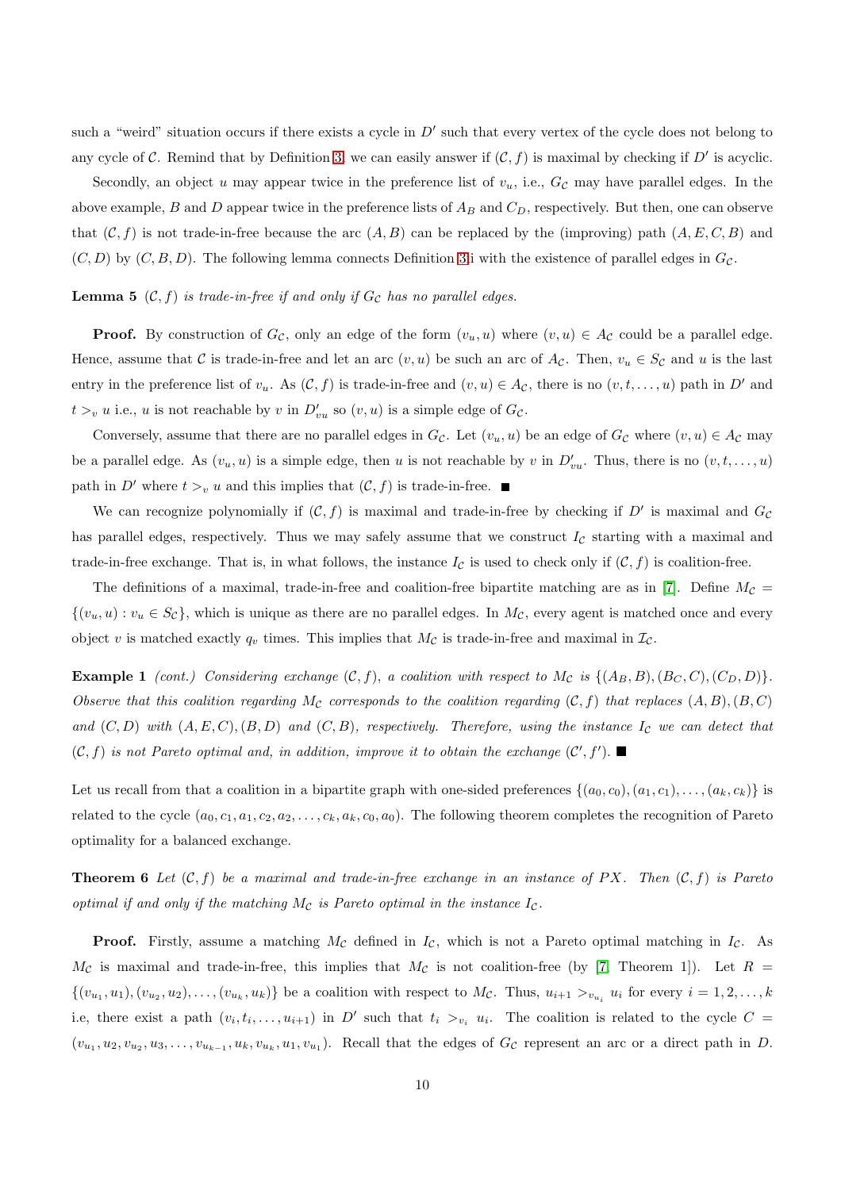such a "weird" situation occurs if there exists a cycle in $D'$ such that every vertex of the cycle does not belong to any cycle of $\mathcal{C}$. Remind that by Definition 3, we can easily answer if $(\mathcal{C}, f)$ is maximal by checking if $D'$ is acyclic.

Secondly, an object $u$ may appear twice in the preference list of $v_u$, i.e., $G_\mathcal{C}$ may have parallel edges. In the above example, $B$ and $D$ appear twice in the preference lists of $A_B$ and $C_D$, respectively. But then, one can observe that $(\mathcal{C}, f)$ is not trade-in-free because the arc $(A, B)$ can be replaced by the (improving) path $(A, E, C, B)$ and $(C, D)$ by $(C, B, D)$. The following lemma connects Definition 3i with the existence of parallel edges in $G_\mathcal{C}$.

**Lemma 5** *$(\mathcal{C}, f)$ is trade-in-free if and only if $G_\mathcal{C}$ has no parallel edges.*

**Proof.** By construction of $G_\mathcal{C}$, only an edge of the form $(v_u, u)$ where $(v, u) \in A_\mathcal{C}$ could be a parallel edge. Hence, assume that $\mathcal{C}$ is trade-in-free and let an arc $(v, u)$ be such an arc of $A_\mathcal{C}$. Then, $v_u \in S_\mathcal{C}$ and $u$ is the last entry in the preference list of $v_u$. As $(\mathcal{C}, f)$ is trade-in-free and $(v, u) \in A_\mathcal{C}$, there is no $(v, t, \ldots, u)$ path in $D'$ and $t >_v u$ i.e., $u$ is not reachable by $v$ in $D'_{vu}$ so $(v, u)$ is a simple edge of $G_\mathcal{C}$.

Conversely, assume that there are no parallel edges in $G_\mathcal{C}$. Let $(v_u, u)$ be an edge of $G_\mathcal{C}$ where $(v, u) \in A_\mathcal{C}$ may be a parallel edge. As $(v_u, u)$ is a simple edge, then $u$ is not reachable by $v$ in $D'_{vu}$. Thus, there is no $(v, t, \ldots, u)$ path in $D'$ where $t >_v u$ and this implies that $(\mathcal{C}, f)$ is trade-in-free. ■

We can recognize polynomially if $(\mathcal{C}, f)$ is maximal and trade-in-free by checking if $D'$ is maximal and $G_\mathcal{C}$ has parallel edges, respectively. Thus we may safely assume that we construct $I_\mathcal{C}$ starting with a maximal and trade-in-free exchange. That is, in what follows, the instance $I_\mathcal{C}$ is used to check only if $(\mathcal{C}, f)$ is coalition-free.

The definitions of a maximal, trade-in-free and coalition-free bipartite matching are as in [7]. Define $M_\mathcal{C} = \{(v_u, u) : v_u \in S_\mathcal{C}\}$, which is unique as there are no parallel edges. In $M_\mathcal{C}$, every agent is matched once and every object $v$ is matched exactly $q_v$ times. This implies that $M_\mathcal{C}$ is trade-in-free and maximal in $\mathcal{I}_\mathcal{C}$.

**Example 1** *(cont.) Considering exchange $(\mathcal{C}, f)$, a coalition with respect to $M_\mathcal{C}$ is $\{(A_B, B), (B_C, C), (C_D, D)\}$. Observe that this coalition regarding $M_\mathcal{C}$ corresponds to the coalition regarding $(\mathcal{C}, f)$ that replaces $(A, B), (B, C)$ and $(C, D)$ with $(A, E, C), (B, D)$ and $(C, B)$, respectively. Therefore, using the instance $I_\mathcal{C}$ we can detect that $(\mathcal{C}, f)$ is not Pareto optimal and, in addition, improve it to obtain the exchange $(\mathcal{C}', f')$.* ■

Let us recall from that a coalition in a bipartite graph with one-sided preferences $\{(a_0, c_0), (a_1, c_1), \ldots, (a_k, c_k)\}$ is related to the cycle $(a_0, c_1, a_1, c_2, a_2, \ldots, c_k, a_k, c_0, a_0)$. The following theorem completes the recognition of Pareto optimality for a balanced exchange.

**Theorem 6** *Let $(\mathcal{C}, f)$ be a maximal and trade-in-free exchange in an instance of PX. Then $(\mathcal{C}, f)$ is Pareto optimal if and only if the matching $M_\mathcal{C}$ is Pareto optimal in the instance $I_\mathcal{C}$.*

**Proof.** Firstly, assume a matching $M_\mathcal{C}$ defined in $I_\mathcal{C}$, which is not a Pareto optimal matching in $I_\mathcal{C}$. As $M_\mathcal{C}$ is maximal and trade-in-free, this implies that $M_\mathcal{C}$ is not coalition-free (by [7] Theorem 1]). Let $R = \{(v_{u_1}, u_1), (v_{u_2}, u_2), \ldots, (v_{u_k}, u_k)\}$ be a coalition with respect to $M_\mathcal{C}$. Thus, $u_{i+1} >_{v_{u_i}} u_i$ for every $i = 1, 2, \ldots, k$ i.e, there exist a path $(v_i, t_i, \ldots, u_{i+1})$ in $D'$ such that $t_i >_{v_i} u_i$. The coalition is related to the cycle $C = (v_{u_1}, u_2, v_{u_2}, u_3, \ldots, v_{u_{k-1}}, u_k, v_{u_k}, u_1, v_{u_1})$. Recall that the edges of $G_\mathcal{C}$ represent an arc or a direct path in $D$.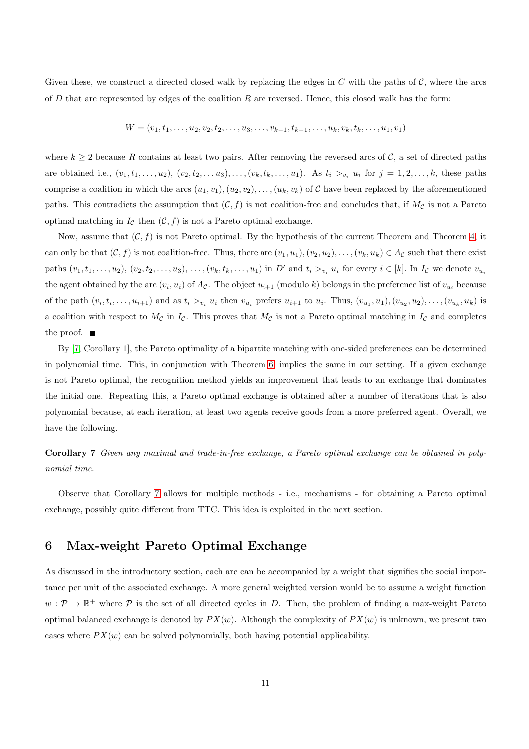Given these, we construct a directed closed walk by replacing the edges in $C$ with the paths of $\mathcal{C}$, where the arcs of $D$ that are represented by edges of the coalition $R$ are reversed. Hence, this closed walk has the form:

$$W = (v_1, t_1, \ldots, u_2, v_2, t_2, \ldots, u_3, \ldots, v_{k-1}, t_{k-1}, \ldots, u_k, v_k, t_k, \ldots, u_1, v_1)$$

where $k \geq 2$ because $R$ contains at least two pairs. After removing the reversed arcs of $\mathcal{C}$, a set of directed paths are obtained i.e., $(v_1, t_1, \ldots, u_2)$, $(v_2, t_2, \ldots u_3), \ldots, (v_k, t_k, \ldots, u_1)$. As $t_i >_{v_i} u_i$ for $j = 1, 2, \ldots, k$, these paths comprise a coalition in which the arcs $(u_1, v_1), (u_2, v_2), \ldots, (u_k, v_k)$ of $\mathcal{C}$ have been replaced by the aforementioned paths. This contradicts the assumption that $(\mathcal{C}, f)$ is not coalition-free and concludes that, if $M_{\mathcal{C}}$ is not a Pareto optimal matching in $I_{\mathcal{C}}$ then $(\mathcal{C}, f)$ is not a Pareto optimal exchange.

Now, assume that $(\mathcal{C}, f)$ is not Pareto optimal. By the hypothesis of the current Theorem and Theorem 4, it can only be that $(\mathcal{C}, f)$ is not coalition-free. Thus, there are $(v_1, u_1), (v_2, u_2), \ldots, (v_k, u_k) \in A_{\mathcal{C}}$ such that there exist paths $(v_1, t_1, \ldots, u_2)$, $(v_2, t_2, \ldots, u_3)$, $\ldots, (v_k, t_k, \ldots, u_1)$ in $D'$ and $t_i >_{v_i} u_i$ for every $i \in [k]$. In $I_{\mathcal{C}}$ we denote $v_{u_i}$ the agent obtained by the arc $(v_i, u_i)$ of $A_{\mathcal{C}}$. The object $u_{i+1}$ (modulo $k$) belongs in the preference list of $v_{u_i}$ because of the path $(v_i, t_i, \ldots, u_{i+1})$ and as $t_i >_{v_i} u_i$ then $v_{u_i}$ prefers $u_{i+1}$ to $u_i$. Thus, $(v_{u_1}, u_1), (v_{u_2}, u_2), \ldots, (v_{u_k}, u_k)$ is a coalition with respect to $M_{\mathcal{C}}$ in $I_{\mathcal{C}}$. This proves that $M_{\mathcal{C}}$ is not a Pareto optimal matching in $I_{\mathcal{C}}$ and completes the proof. ■

By [7, Corollary 1], the Pareto optimality of a bipartite matching with one-sided preferences can be determined in polynomial time. This, in conjunction with Theorem 6, implies the same in our setting. If a given exchange is not Pareto optimal, the recognition method yields an improvement that leads to an exchange that dominates the initial one. Repeating this, a Pareto optimal exchange is obtained after a number of iterations that is also polynomial because, at each iteration, at least two agents receive goods from a more preferred agent. Overall, we have the following.

**Corollary 7** *Given any maximal and trade-in-free exchange, a Pareto optimal exchange can be obtained in polynomial time.*

Observe that Corollary 7 allows for multiple methods - i.e., mechanisms - for obtaining a Pareto optimal exchange, possibly quite different from TTC. This idea is exploited in the next section.

## 6 Max-weight Pareto Optimal Exchange

As discussed in the introductory section, each arc can be accompanied by a weight that signifies the social importance per unit of the associated exchange. A more general weighted version would be to assume a weight function $w : \mathcal{P} \rightarrow \mathbb{R}^+$ where $\mathcal{P}$ is the set of all directed cycles in $D$. Then, the problem of finding a max-weight Pareto optimal balanced exchange is denoted by $PX(w)$. Although the complexity of $PX(w)$ is unknown, we present two cases where $PX(w)$ can be solved polynomially, both having potential applicability.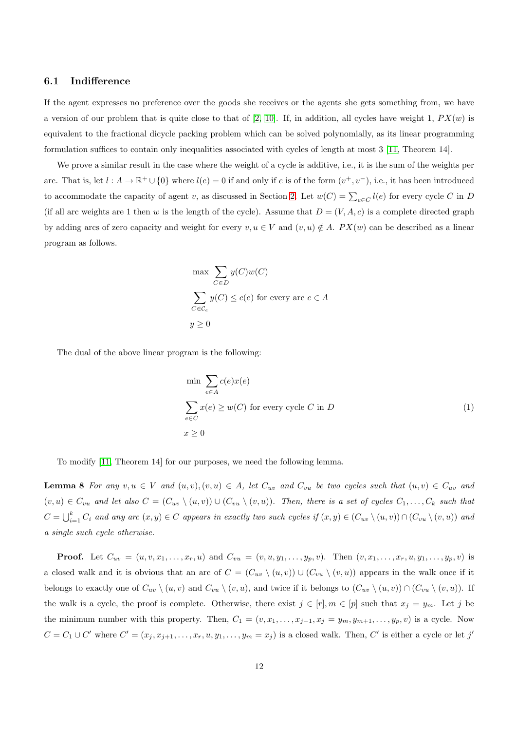### 6.1 Indifference

If the agent expresses no preference over the goods she receives or the agents she gets something from, we have a version of our problem that is quite close to that of [2, 10]. If, in addition, all cycles have weight 1, $PX(w)$ is equivalent to the fractional dicycle packing problem which can be solved polynomially, as its linear programming formulation suffices to contain only inequalities associated with cycles of length at most 3 [11, Theorem 14].

We prove a similar result in the case where the weight of a cycle is additive, i.e., it is the sum of the weights per arc. That is, let $l : A \to \mathbb{R}^+ \cup \{0\}$ where $l(e) = 0$ if and only if $e$ is of the form $(v^+, v^-)$, i.e., it has been introduced to accommodate the capacity of agent $v$, as discussed in Section 2. Let $w(C) = \sum_{e \in C} l(e)$ for every cycle $C$ in $D$ (if all arc weights are 1 then $w$ is the length of the cycle). Assume that $D = (V, A, c)$ is a complete directed graph by adding arcs of zero capacity and weight for every $v, u \in V$ and $(v, u) \notin A$. $PX(w)$ can be described as a linear program as follows.

$$
\begin{aligned}
&\max \sum_{C \in D} y(C) w(C) \\
&\sum_{C \in \mathcal{C}_e} y(C) \leq c(e) \text{ for every arc } e \in A \\
&y \geq 0
\end{aligned}
$$

The dual of the above linear program is the following:

$$
\begin{aligned}
&\min \sum_{e \in A} c(e) x(e) \\
&\sum_{e \in C} x(e) \geq w(C) \text{ for every cycle } C \text{ in } D \qquad (1) \\
&x \geq 0
\end{aligned}
$$

To modify [11, Theorem 14] for our purposes, we need the following lemma.

**Lemma 8** *For any $v, u \in V$ and $(u, v), (v, u) \in A$, let $C_{uv}$ and $C_{vu}$ be two cycles such that $(u, v) \in C_{uv}$ and $(v, u) \in C_{vu}$ and let also $C = (C_{uv} \setminus (u, v)) \cup (C_{vu} \setminus (v, u))$. Then, there is a set of cycles $C_1, \ldots, C_k$ such that $C = \bigcup_{i=1}^{k} C_i$ and any arc $(x, y) \in C$ appears in exactly two such cycles if $(x, y) \in (C_{uv} \setminus (u, v)) \cap (C_{vu} \setminus (v, u))$ and a single such cycle otherwise.*

**Proof.** Let $C_{uv} = (u, v, x_1, \ldots, x_r, u)$ and $C_{vu} = (v, u, y_1, \ldots, y_p, v)$. Then $(v, x_1, \ldots, x_r, u, y_1, \ldots, y_p, v)$ is a closed walk and it is obvious that an arc of $C = (C_{uv} \setminus (u, v)) \cup (C_{vu} \setminus (v, u))$ appears in the walk once if it belongs to exactly one of $C_{uv} \setminus (u, v)$ and $C_{vu} \setminus (v, u)$, and twice if it belongs to $(C_{uv} \setminus (u, v)) \cap (C_{vu} \setminus (v, u))$. If the walk is a cycle, the proof is complete. Otherwise, there exist $j \in [r], m \in [p]$ such that $x_j = y_m$. Let $j$ be the minimum number with this property. Then, $C_1 = (v, x_1, \ldots, x_{j-1}, x_j = y_m, y_{m+1}, \ldots, y_p, v)$ is a cycle. Now $C = C_1 \cup C'$ where $C' = (x_j, x_{j+1}, \ldots, x_r, u, y_1, \ldots, y_m = x_j)$ is a closed walk. Then, $C'$ is either a cycle or let $j'$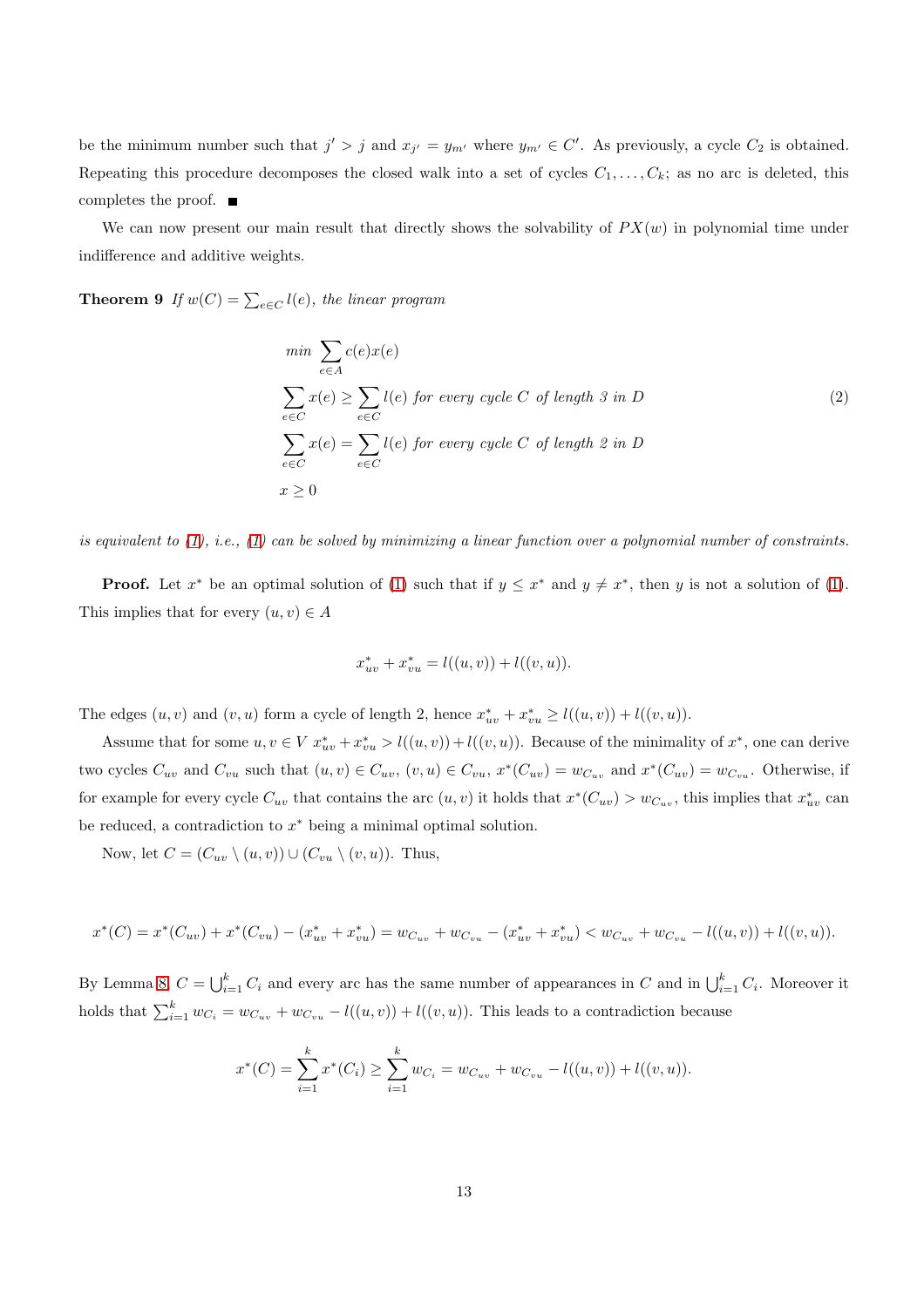be the minimum number such that $j' > j$ and $x_{j'} = y_{m'}$ where $y_{m'} \in C'$. As previously, a cycle $C_2$ is obtained. Repeating this procedure decomposes the closed walk into a set of cycles $C_1, \ldots, C_k$; as no arc is deleted, this completes the proof. ∎

We can now present our main result that directly shows the solvability of $PX(w)$ in polynomial time under indifference and additive weights.

**Theorem 9** *If $w(C) = \sum_{e \in C} l(e)$, the linear program*

$$
\begin{aligned}
& \min \sum_{e \in A} c(e)x(e) \\
& \sum_{e \in C} x(e) \geq \sum_{e \in C} l(e) \text{ for every cycle } C \text{ of length 3 in } D \\
& \sum_{e \in C} x(e) = \sum_{e \in C} l(e) \text{ for every cycle } C \text{ of length 2 in } D \\
& x \geq 0
\end{aligned}
\tag{2}
$$

*is equivalent to (1), i.e., (1) can be solved by minimizing a linear function over a polynomial number of constraints.*

**Proof.** Let $x^*$ be an optimal solution of (1) such that if $y \leq x^*$ and $y \neq x^*$, then $y$ is not a solution of (1). This implies that for every $(u,v) \in A$

$$x^*_{uv} + x^*_{vu} = l((u,v)) + l((v,u)).$$

The edges $(u,v)$ and $(v,u)$ form a cycle of length 2, hence $x^*_{uv} + x^*_{vu} \geq l((u,v)) + l((v,u))$.

Assume that for some $u, v \in V$ $x^*_{uv} + x^*_{vu} > l((u,v)) + l((v,u))$. Because of the minimality of $x^*$, one can derive two cycles $C_{uv}$ and $C_{vu}$ such that $(u,v) \in C_{uv}$, $(v,u) \in C_{vu}$, $x^*(C_{uv}) = w_{C_{uv}}$ and $x^*(C_{uv}) = w_{C_{vu}}$. Otherwise, if for example for every cycle $C_{uv}$ that contains the arc $(u,v)$ it holds that $x^*(C_{uv}) > w_{C_{uv}}$, this implies that $x^*_{uv}$ can be reduced, a contradiction to $x^*$ being a minimal optimal solution.

Now, let $C = (C_{uv} \setminus (u,v)) \cup (C_{vu} \setminus (v,u))$. Thus,

$$x^*(C) = x^*(C_{uv}) + x^*(C_{vu}) - (x^*_{uv} + x^*_{vu}) = w_{C_{uv}} + w_{C_{vu}} - (x^*_{uv} + x^*_{vu}) < w_{C_{uv}} + w_{C_{vu}} - l((u,v)) + l((v,u)).$$

By Lemma 8, $C = \bigcup_{i=1}^{k} C_i$ and every arc has the same number of appearances in $C$ and in $\bigcup_{i=1}^{k} C_i$. Moreover it holds that $\sum_{i=1}^{k} w_{C_i} = w_{C_{uv}} + w_{C_{vu}} - l((u,v)) + l((v,u))$. This leads to a contradiction because

$$x^*(C) = \sum_{i=1}^{k} x^*(C_i) \geq \sum_{i=1}^{k} w_{C_i} = w_{C_{uv}} + w_{C_{vu}} - l((u,v)) + l((v,u)).$$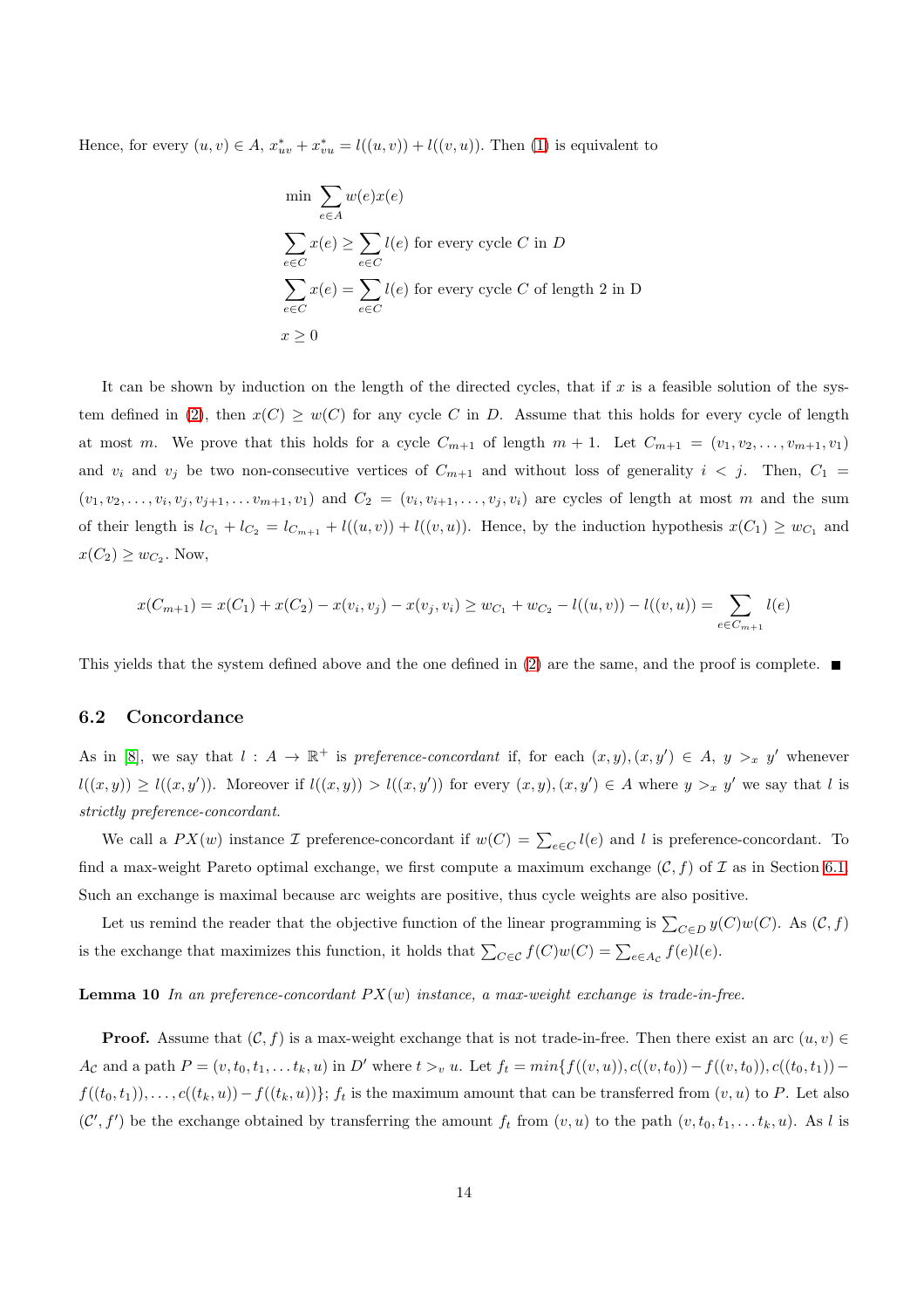Hence, for every $(u,v) \in A$, $x^*_{uv} + x^*_{vu} = l((u,v)) + l((v,u))$. Then (1) is equivalent to

$$
\begin{aligned}
&\min \sum_{e \in A} w(e)x(e) \\
&\sum_{e \in C} x(e) \geq \sum_{e \in C} l(e) \text{ for every cycle } C \text{ in } D \\
&\sum_{e \in C} x(e) = \sum_{e \in C} l(e) \text{ for every cycle } C \text{ of length 2 in D} \\
&x \geq 0
\end{aligned}
$$

It can be shown by induction on the length of the directed cycles, that if $x$ is a feasible solution of the system defined in (2), then $x(C) \geq w(C)$ for any cycle $C$ in $D$. Assume that this holds for every cycle of length at most $m$. We prove that this holds for a cycle $C_{m+1}$ of length $m+1$. Let $C_{m+1} = (v_1, v_2, \ldots, v_{m+1}, v_1)$ and $v_i$ and $v_j$ be two non-consecutive vertices of $C_{m+1}$ and without loss of generality $i < j$. Then, $C_1 = (v_1, v_2, \ldots, v_i, v_j, v_{j+1}, \ldots v_{m+1}, v_1)$ and $C_2 = (v_i, v_{i+1}, \ldots, v_j, v_i)$ are cycles of length at most $m$ and the sum of their length is $l_{C_1} + l_{C_2} = l_{C_{m+1}} + l((u,v)) + l((v,u))$. Hence, by the induction hypothesis $x(C_1) \geq w_{C_1}$ and $x(C_2) \geq w_{C_2}$. Now,

$$
x(C_{m+1}) = x(C_1) + x(C_2) - x(v_i, v_j) - x(v_j, v_i) \geq w_{C_1} + w_{C_2} - l((u,v)) - l((v,u)) = \sum_{e \in C_{m+1}} l(e)
$$

This yields that the system defined above and the one defined in (2) are the same, and the proof is complete. ∎

## 6.2 Concordance

As in [8], we say that $l : A \to \mathbb{R}^+$ is *preference-concordant* if, for each $(x,y),(x,y') \in A$, $y >_x y'$ whenever $l((x,y)) \geq l((x,y'))$. Moreover if $l((x,y)) > l((x,y'))$ for every $(x,y),(x,y') \in A$ where $y >_x y'$ we say that $l$ is *strictly preference-concordant*.

We call a $PX(w)$ instance $\mathcal{I}$ preference-concordant if $w(C) = \sum_{e \in C} l(e)$ and $l$ is preference-concordant. To find a max-weight Pareto optimal exchange, we first compute a maximum exchange $(\mathcal{C}, f)$ of $\mathcal{I}$ as in Section 6.1. Such an exchange is maximal because arc weights are positive, thus cycle weights are also positive.

Let us remind the reader that the objective function of the linear programming is $\sum_{C \in D} y(C)w(C)$. As $(\mathcal{C}, f)$ is the exchange that maximizes this function, it holds that $\sum_{C \in \mathcal{C}} f(C)w(C) = \sum_{e \in A_{\mathcal{C}}} f(e)l(e)$.

**Lemma 10** *In an preference-concordant $PX(w)$ instance, a max-weight exchange is trade-in-free.*

**Proof.** Assume that $(\mathcal{C}, f)$ is a max-weight exchange that is not trade-in-free. Then there exist an arc $(u,v) \in A_{\mathcal{C}}$ and a path $P = (v, t_0, t_1, \ldots t_k, u)$ in $D'$ where $t >_v u$. Let $f_t = min\{f((v,u)), c((v,t_0)) - f((v,t_0)), c((t_0,t_1)) - f((t_0,t_1)), \ldots, c((t_k,u)) - f((t_k,u))\}$; $f_t$ is the maximum amount that can be transferred from $(v,u)$ to $P$. Let also $(\mathcal{C}', f')$ be the exchange obtained by transferring the amount $f_t$ from $(v,u)$ to the path $(v, t_0, t_1, \ldots t_k, u)$. As $l$ is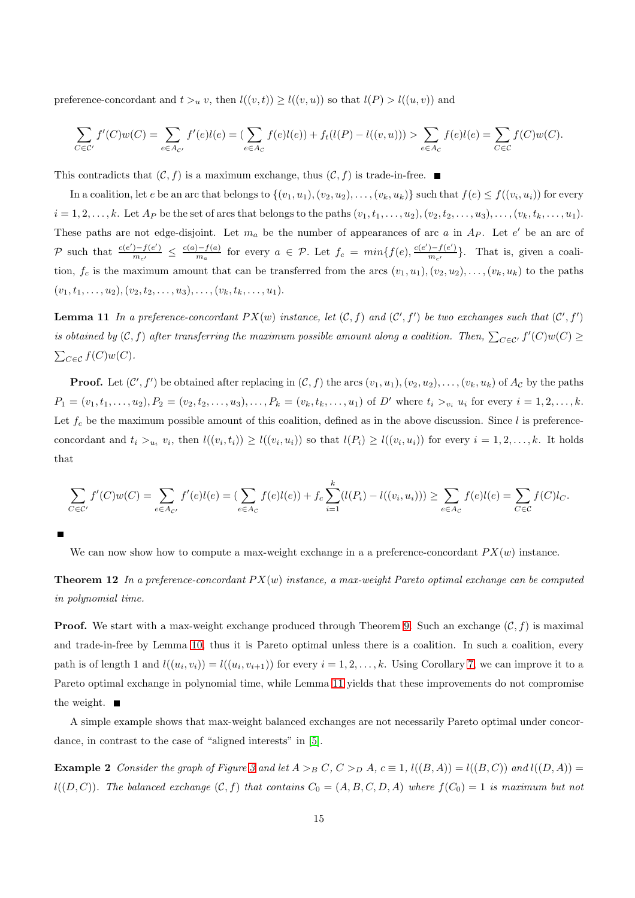preference-concordant and $t >_u v$, then $l((v,t)) \geq l((v,u))$ so that $l(P) > l((u,v))$ and

$$\sum_{C\in\mathcal{C}'} f'(C)w(C) = \sum_{e\in A_{\mathcal{C}'}} f'(e)l(e) = (\sum_{e\in A_{\mathcal{C}}} f(e)l(e)) + f_t(l(P) - l((v,u))) > \sum_{e\in A_{\mathcal{C}}} f(e)l(e) = \sum_{C\in\mathcal{C}} f(C)w(C).$$

This contradicts that $(\mathcal{C}, f)$ is a maximum exchange, thus $(\mathcal{C}, f)$ is trade-in-free. ∎

In a coalition, let $e$ be an arc that belongs to $\{(v_1,u_1),(v_2,u_2),\ldots,(v_k,u_k)\}$ such that $f(e) \leq f((v_i,u_i))$ for every $i = 1,2,\ldots,k$. Let $A_P$ be the set of arcs that belongs to the paths $(v_1,t_1,\ldots,u_2),(v_2,t_2,\ldots,u_3),\ldots,(v_k,t_k,\ldots,u_1)$. These paths are not edge-disjoint. Let $m_a$ be the number of appearances of arc $a$ in $A_P$. Let $e'$ be an arc of $\mathcal{P}$ such that $\frac{c(e')-f(e')}{m_{e'}} \leq \frac{c(a)-f(a)}{m_a}$ for every $a \in \mathcal{P}$. Let $f_c = min\{f(e), \frac{c(e')-f(e')}{m_{e'}}\}$. That is, given a coalition, $f_c$ is the maximum amount that can be transferred from the arcs $(v_1,u_1),(v_2,u_2),\ldots,(v_k,u_k)$ to the paths $(v_1,t_1,\ldots,u_2),(v_2,t_2,\ldots,u_3),\ldots,(v_k,t_k,\ldots,u_1)$.

**Lemma 11** *In a preference-concordant $PX(w)$ instance, let $(\mathcal{C}, f)$ and $(\mathcal{C}', f')$ be two exchanges such that $(\mathcal{C}', f')$ is obtained by $(\mathcal{C}, f)$ after transferring the maximum possible amount along a coalition. Then, $\sum_{C\in\mathcal{C}'} f'(C)w(C) \geq \sum_{C\in\mathcal{C}} f(C)w(C)$.*

**Proof.** Let $(\mathcal{C}', f')$ be obtained after replacing in $(\mathcal{C}, f)$ the arcs $(v_1,u_1),(v_2,u_2),\ldots,(v_k,u_k)$ of $A_{\mathcal{C}}$ by the paths $P_1 = (v_1,t_1,\ldots,u_2), P_2 = (v_2,t_2,\ldots,u_3),\ldots,P_k = (v_k,t_k,\ldots,u_1)$ of $D'$ where $t_i >_{v_i} u_i$ for every $i = 1,2,\ldots,k$. Let $f_c$ be the maximum possible amount of this coalition, defined as in the above discussion. Since $l$ is preference-concordant and $t_i >_{u_i} v_i$, then $l((v_i,t_i)) \geq l((v_i,u_i))$ so that $l(P_i) \geq l((v_i,u_i))$ for every $i = 1,2,\ldots,k$. It holds that

$$\sum_{C\in\mathcal{C}'} f'(C)w(C) = \sum_{e\in A_{\mathcal{C}'}} f'(e)l(e) = (\sum_{e\in A_{\mathcal{C}}} f(e)l(e)) + f_c\sum_{i=1}^{k}(l(P_i) - l((v_i,u_i))) \geq \sum_{e\in A_{\mathcal{C}}} f(e)l(e) = \sum_{C\in\mathcal{C}} f(C)l_C.$$

∎

We can now show how to compute a max-weight exchange in a a preference-concordant $PX(w)$ instance.

**Theorem 12** *In a preference-concordant $PX(w)$ instance, a max-weight Pareto optimal exchange can be computed in polynomial time.*

**Proof.** We start with a max-weight exchange produced through Theorem 9. Such an exchange $(\mathcal{C}, f)$ is maximal and trade-in-free by Lemma 10, thus it is Pareto optimal unless there is a coalition. In such a coalition, every path is of length 1 and $l((u_i,v_i)) = l((u_i,v_{i+1}))$ for every $i = 1,2,\ldots,k$. Using Corollary 7, we can improve it to a Pareto optimal exchange in polynomial time, while Lemma 11 yields that these improvements do not compromise the weight. ∎

A simple example shows that max-weight balanced exchanges are not necessarily Pareto optimal under concordance, in contrast to the case of "aligned interests" in [5].

**Example 2** *Consider the graph of Figure 3 and let $A >_B C$, $C >_D A$, $c \equiv 1$, $l((B,A)) = l((B,C))$ and $l((D,A)) = l((D,C))$. The balanced exchange $(\mathcal{C}, f)$ that contains $C_0 = (A,B,C,D,A)$ where $f(C_0) = 1$ is maximum but not*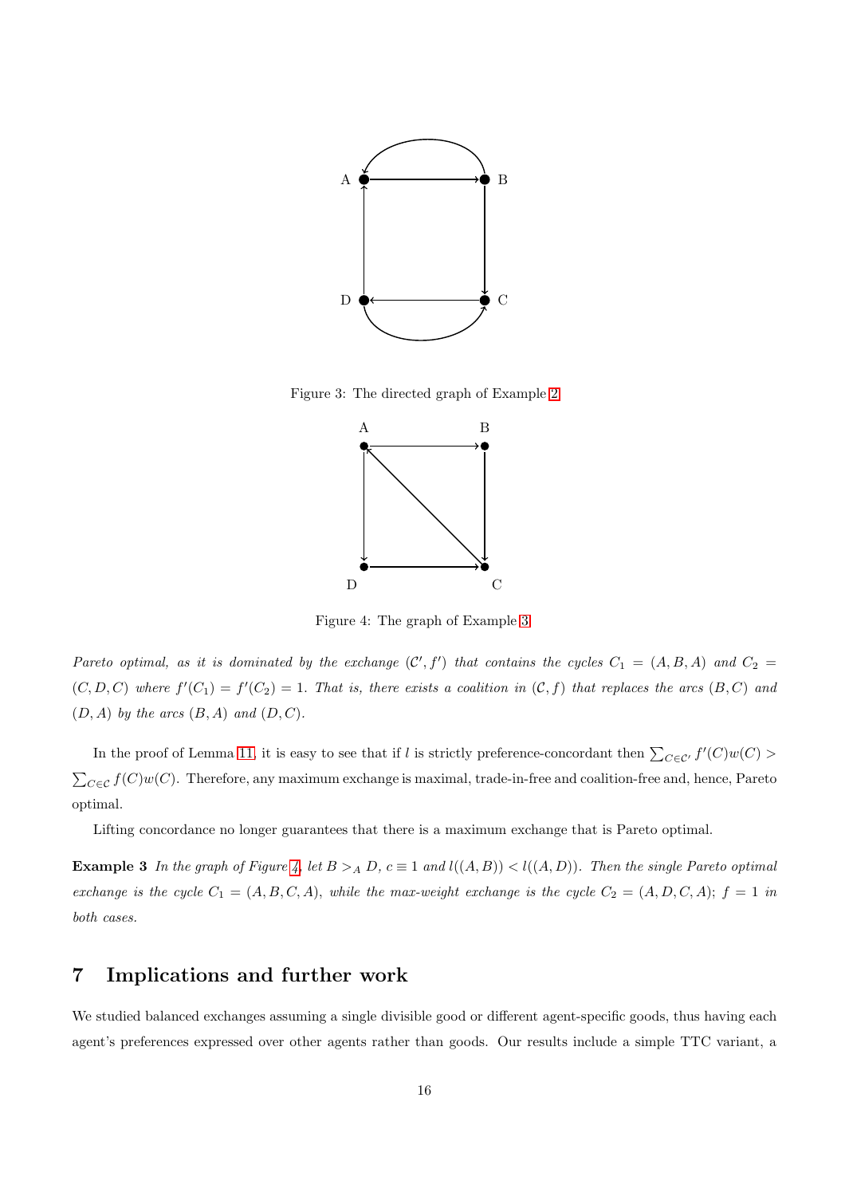Figure 3: The directed graph of Example 2

Figure 4: The graph of Example 3

*Pareto optimal, as it is dominated by the exchange $(\mathcal{C}', f')$ that contains the cycles $C_1 = (A, B, A)$ and $C_2 = (C, D, C)$ where $f'(C_1) = f'(C_2) = 1$. That is, there exists a coalition in $(\mathcal{C}, f)$ that replaces the arcs $(B, C)$ and $(D, A)$ by the arcs $(B, A)$ and $(D, C)$.*

In the proof of Lemma 11, it is easy to see that if $l$ is strictly preference-concordant then $\sum_{C\in\mathcal{C}'} f'(C)w(C) > \sum_{C\in\mathcal{C}} f(C)w(C)$. Therefore, any maximum exchange is maximal, trade-in-free and coalition-free and, hence, Pareto optimal.

Lifting concordance no longer guarantees that there is a maximum exchange that is Pareto optimal.

**Example 3** *In the graph of Figure 4, let $B >_A D$, $c \equiv 1$ and $l((A, B)) < l((A, D))$. Then the single Pareto optimal exchange is the cycle $C_1 = (A, B, C, A)$, while the max-weight exchange is the cycle $C_2 = (A, D, C, A)$; $f = 1$ in both cases.*

## 7 Implications and further work

We studied balanced exchanges assuming a single divisible good or different agent-specific goods, thus having each agent's preferences expressed over other agents rather than goods. Our results include a simple TTC variant, a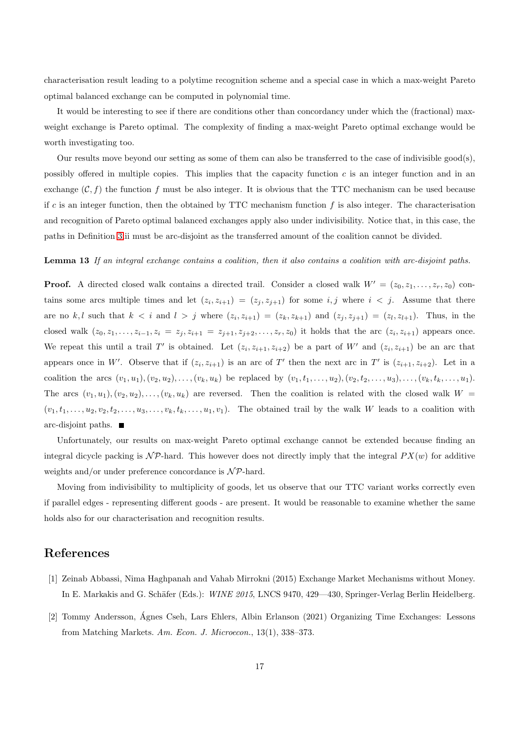characterisation result leading to a polytime recognition scheme and a special case in which a max-weight Pareto optimal balanced exchange can be computed in polynomial time.

It would be interesting to see if there are conditions other than concordancy under which the (fractional) max-weight exchange is Pareto optimal. The complexity of finding a max-weight Pareto optimal exchange would be worth investigating too.

Our results move beyond our setting as some of them can also be transferred to the case of indivisible good(s), possibly offered in multiple copies. This implies that the capacity function $c$ is an integer function and in an exchange $(\mathcal{C}, f)$ the function $f$ must be also integer. It is obvious that the TTC mechanism can be used because if $c$ is an integer function, then the obtained by TTC mechanism function $f$ is also integer. The characterisation and recognition of Pareto optimal balanced exchanges apply also under indivisibility. Notice that, in this case, the paths in Definition 3ii must be arc-disjoint as the transferred amount of the coalition cannot be divided.

**Lemma 13** *If an integral exchange contains a coalition, then it also contains a coalition with arc-disjoint paths.*

**Proof.** A directed closed walk contains a directed trail. Consider a closed walk $W' = (z_0, z_1, \ldots, z_r, z_0)$ contains some arcs multiple times and let $(z_i, z_{i+1}) = (z_j, z_{j+1})$ for some $i, j$ where $i < j$. Assume that there are no $k, l$ such that $k < i$ and $l > j$ where $(z_i, z_{i+1}) = (z_k, z_{k+1})$ and $(z_j, z_{j+1}) = (z_l, z_{l+1})$. Thus, in the closed walk $(z_0, z_1, \ldots, z_{i-1}, z_i = z_j, z_{i+1} = z_{j+1}, z_{j+2}, \ldots, z_r, z_0)$ it holds that the arc $(z_i, z_{i+1})$ appears once. We repeat this until a trail $T'$ is obtained. Let $(z_i, z_{i+1}, z_{i+2})$ be a part of $W'$ and $(z_i, z_{i+1})$ be an arc that appears once in $W'$. Observe that if $(z_i, z_{i+1})$ is an arc of $T'$ then the next arc in $T'$ is $(z_{i+1}, z_{i+2})$. Let in a coalition the arcs $(v_1, u_1), (v_2, u_2), \ldots, (v_k, u_k)$ be replaced by $(v_1, t_1, \ldots, u_2), (v_2, t_2, \ldots, u_3), \ldots, (v_k, t_k, \ldots, u_1)$. The arcs $(v_1, u_1), (v_2, u_2), \ldots, (v_k, u_k)$ are reversed. Then the coalition is related with the closed walk $W = (v_1, t_1, \ldots, u_2, v_2, t_2, \ldots, u_3, \ldots, v_k, t_k, \ldots, u_1, v_1)$. The obtained trail by the walk $W$ leads to a coalition with arc-disjoint paths. ■

Unfortunately, our results on max-weight Pareto optimal exchange cannot be extended because finding an integral dicycle packing is $\mathcal{NP}$-hard. This however does not directly imply that the integral $PX(w)$ for additive weights and/or under preference concordance is $\mathcal{NP}$-hard.

Moving from indivisibility to multiplicity of goods, let us observe that our TTC variant works correctly even if parallel edges - representing different goods - are present. It would be reasonable to examine whether the same holds also for our characterisation and recognition results.

# References

[1] Zeinab Abbassi, Nima Haghpanah and Vahab Mirrokni (2015) Exchange Market Mechanisms without Money. In E. Markakis and G. Schäfer (Eds.): *WINE 2015*, LNCS 9470, 429—430, Springer-Verlag Berlin Heidelberg.

[2] Tommy Andersson, Ágnes Cseh, Lars Ehlers, Albin Erlanson (2021) Organizing Time Exchanges: Lessons from Matching Markets. *Am. Econ. J. Microecon.*, 13(1), 338–373.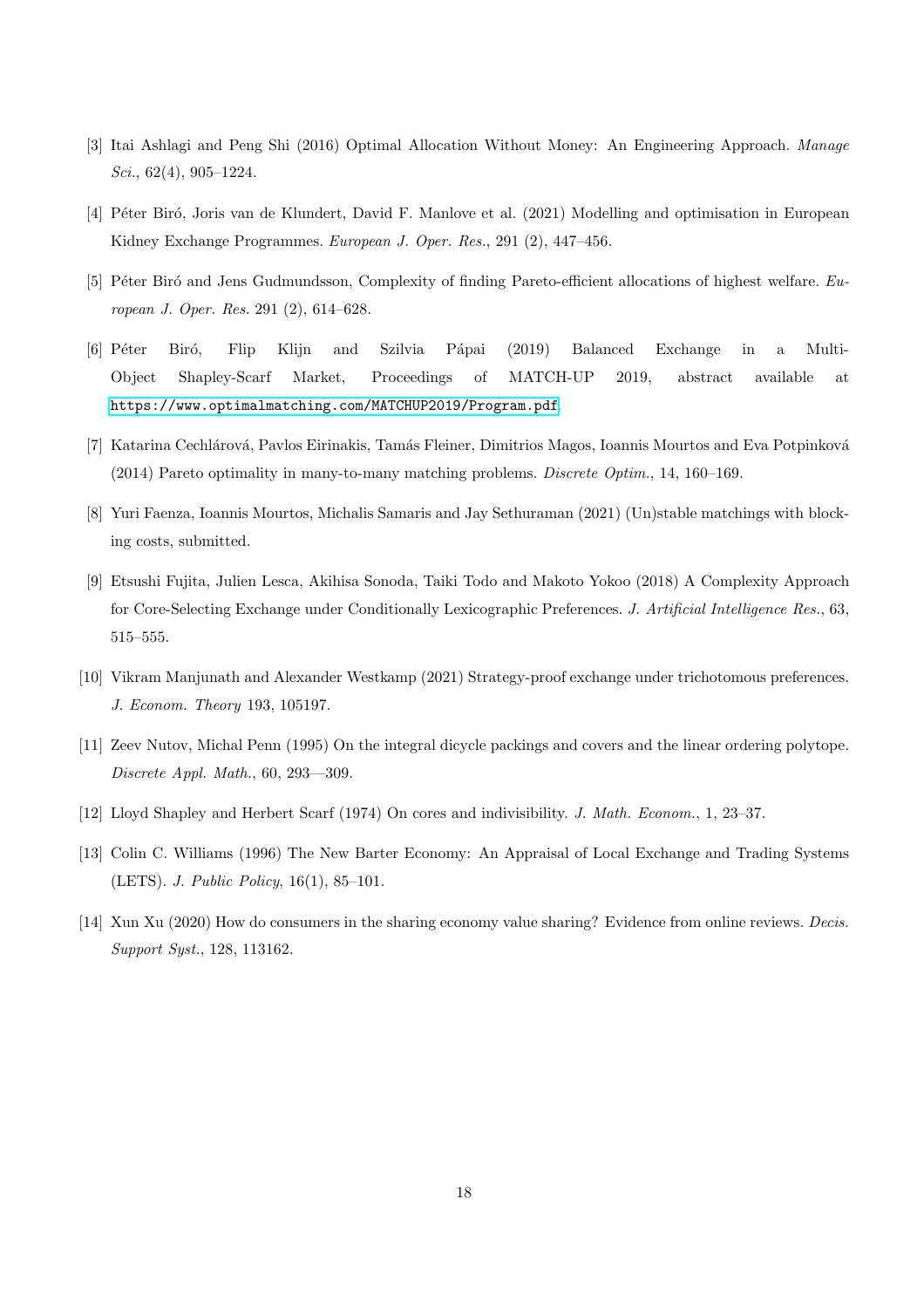[3] Itai Ashlagi and Peng Shi (2016) Optimal Allocation Without Money: An Engineering Approach. *Manage Sci.*, 62(4), 905–1224.

[4] Péter Biró, Joris van de Klundert, David F. Manlove et al. (2021) Modelling and optimisation in European Kidney Exchange Programmes. *European J. Oper. Res.*, 291 (2), 447–456.

[5] Péter Biró and Jens Gudmundsson, Complexity of finding Pareto-efficient allocations of highest welfare. *European J. Oper. Res.* 291 (2), 614–628.

[6] Péter Biró, Flip Klijn and Szilvia Pápai (2019) Balanced Exchange in a Multi-Object Shapley-Scarf Market, Proceedings of MATCH-UP 2019, abstract available at https://www.optimalmatching.com/MATCHUP2019/Program.pdf

[7] Katarina Cechlárová, Pavlos Eirinakis, Tamás Fleiner, Dimitrios Magos, Ioannis Mourtos and Eva Potpinková (2014) Pareto optimality in many-to-many matching problems. *Discrete Optim.*, 14, 160–169.

[8] Yuri Faenza, Ioannis Mourtos, Michalis Samaris and Jay Sethuraman (2021) (Un)stable matchings with blocking costs, submitted.

[9] Etsushi Fujita, Julien Lesca, Akihisa Sonoda, Taiki Todo and Makoto Yokoo (2018) A Complexity Approach for Core-Selecting Exchange under Conditionally Lexicographic Preferences. *J. Artificial Intelligence Res.*, 63, 515–555.

[10] Vikram Manjunath and Alexander Westkamp (2021) Strategy-proof exchange under trichotomous preferences. *J. Econom. Theory* 193, 105197.

[11] Zeev Nutov, Michal Penn (1995) On the integral dicycle packings and covers and the linear ordering polytope. *Discrete Appl. Math.*, 60, 293—309.

[12] Lloyd Shapley and Herbert Scarf (1974) On cores and indivisibility. *J. Math. Econom.*, 1, 23–37.

[13] Colin C. Williams (1996) The New Barter Economy: An Appraisal of Local Exchange and Trading Systems (LETS). *J. Public Policy*, 16(1), 85–101.

[14] Xun Xu (2020) How do consumers in the sharing economy value sharing? Evidence from online reviews. *Decis. Support Syst.*, 128, 113162.